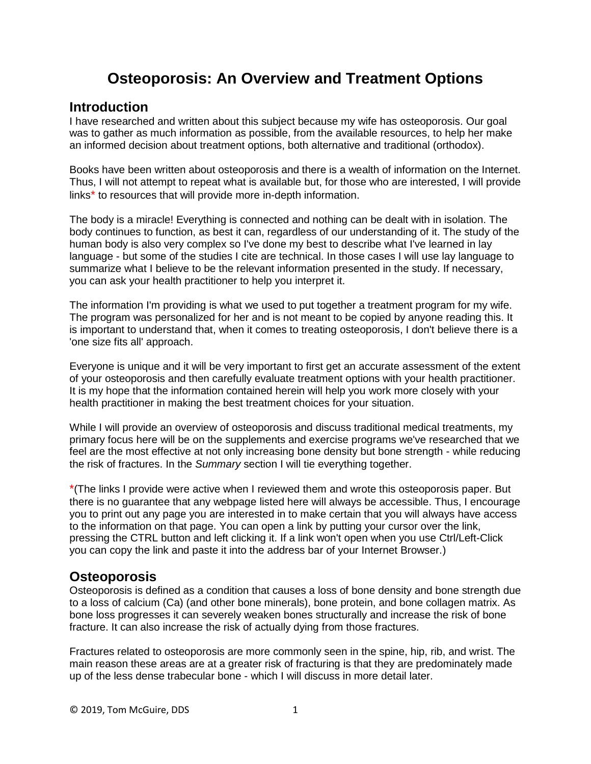# Osteoporosis: An Overview and Treatment Options

## Introduction

I have researched and written about this subject because my wife has osteoporosis. Our goal was to gather as much information as possible, from the available resources, to help her make an informed decision about treatment options, both alternative and traditional (orthodox).

Books have been written about osteoporosis and there is a wealth of information on the Internet. Thus, I will not attempt to repeat what is available but, for those who are interested, I will provide links* to resources that will provide more in-depth information.

The body is a miracle! Everything is connected and nothing can be dealt with in isolation. The body continues to function, as best it can, regardless of our understanding of it. The study of the human body is also very complex so I've done my best to describe what I've learned in lay language - but some of the studies I cite are technical. In those cases I will use lay language to summarize what I believe to be the relevant information presented in the study. If necessary, you can ask your health practitioner to help you interpret it.

The information I'm providing is what we used to put together a treatment program for my wife. The program was personalized for her and is not meant to be copied by anyone reading this. It is important to understand that, when it comes to treating osteoporosis, I don't believe there is a 'one size fits all' approach.

Everyone is unique and it will be very important to first get an accurate assessment of the extent of your osteoporosis and then carefully evaluate treatment options with your health practitioner. It is my hope that the information contained herein will help you work more closely with your health practitioner in making the best treatment choices for your situation.

While I will provide an overview of osteoporosis and discuss traditional medical treatments, my primary focus here will be on the supplements and exercise programs we've researched that we feel are the most effective at not only increasing bone density but bone strength - while reducing the risk of fractures. In the *Summary* section I will tie everything together.

*(The links I provide were active when I reviewed them and wrote this osteoporosis paper. But there is no guarantee that any webpage listed here will always be accessible. Thus, I encourage you to print out any page you are interested in to make certain that you will always have access to the information on that page. You can open a link by putting your cursor over the link, pressing the CTRL button and left clicking it. If a link won't open when you use Ctrl/Left-Click you can copy the link and paste it into the address bar of your Internet Browser.)

## Osteoporosis

Osteoporosis is defined as a condition that causes a loss of bone density and bone strength due to a loss of calcium (Ca) (and other bone minerals), bone protein, and bone collagen matrix. As bone loss progresses it can severely weaken bones structurally and increase the risk of bone fracture. It can also increase the risk of actually dying from those fractures.

Fractures related to osteoporosis are more commonly seen in the spine, hip, rib, and wrist. The main reason these areas are at a greater risk of fracturing is that they are predominately made up of the less dense trabecular bone - which I will discuss in more detail later.

© 2019, Tom McGuire, DDS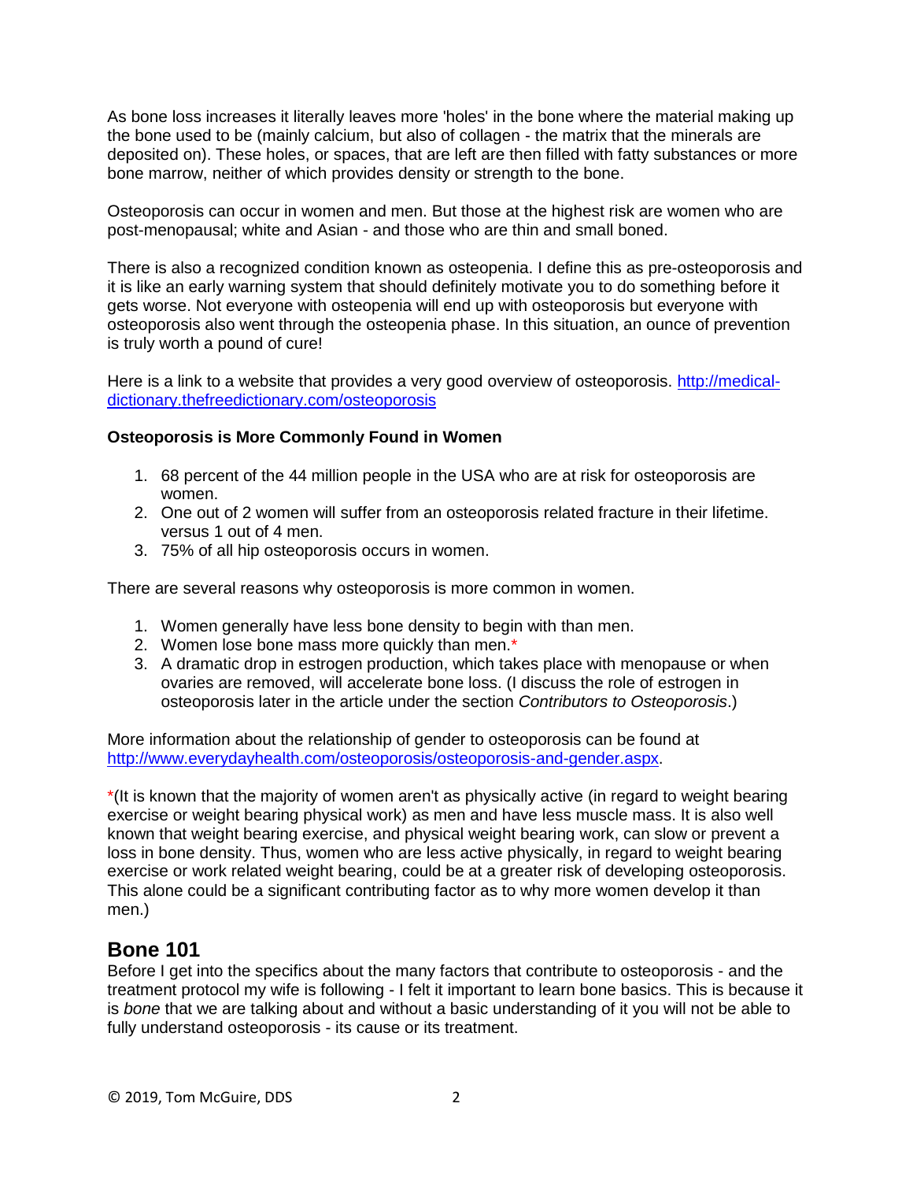As bone loss increases it literally leaves more 'holes' in the bone where the material making up the bone used to be (mainly calcium, but also of collagen - the matrix that the minerals are deposited on). These holes, or spaces, that are left are then filled with fatty substances or more bone marrow, neither of which provides density or strength to the bone.

Osteoporosis can occur in women and men. But those at the highest risk are women who are post-menopausal; white and Asian - and those who are thin and small boned.

There is also a recognized condition known as osteopenia. I define this as pre-osteoporosis and it is like an early warning system that should definitely motivate you to do something before it gets worse. Not everyone with osteopenia will end up with osteoporosis but everyone with osteoporosis also went through the osteopenia phase. In this situation, an ounce of prevention is truly worth a pound of cure!

Here is a link to a website that provides a very good overview of osteoporosis. [http://medical-dictionary.thefreedictionary.com/osteoporosis](http://medical-dictionary.thefreedictionary.com/osteoporosis)

**Osteoporosis is More Commonly Found in Women**

1. 68 percent of the 44 million people in the USA who are at risk for osteoporosis are women.
2. One out of 2 women will suffer from an osteoporosis related fracture in their lifetime. versus 1 out of 4 men.
3. 75% of all hip osteoporosis occurs in women.

There are several reasons why osteoporosis is more common in women.

1. Women generally have less bone density to begin with than men.
2. Women lose bone mass more quickly than men.*
3. A dramatic drop in estrogen production, which takes place with menopause or when ovaries are removed, will accelerate bone loss. (I discuss the role of estrogen in osteoporosis later in the article under the section *Contributors to Osteoporosis*.)

More information about the relationship of gender to osteoporosis can be found at [http://www.everydayhealth.com/osteoporosis/osteoporosis-and-gender.aspx](http://www.everydayhealth.com/osteoporosis/osteoporosis-and-gender.aspx).

*(It is known that the majority of women aren't as physically active (in regard to weight bearing exercise or weight bearing physical work) as men and have less muscle mass. It is also well known that weight bearing exercise, and physical weight bearing work, can slow or prevent a loss in bone density. Thus, women who are less active physically, in regard to weight bearing exercise or work related weight bearing, could be at a greater risk of developing osteoporosis. This alone could be a significant contributing factor as to why more women develop it than men.)

## Bone 101

Before I get into the specifics about the many factors that contribute to osteoporosis - and the treatment protocol my wife is following - I felt it important to learn bone basics. This is because it is *bone* that we are talking about and without a basic understanding of it you will not be able to fully understand osteoporosis - its cause or its treatment.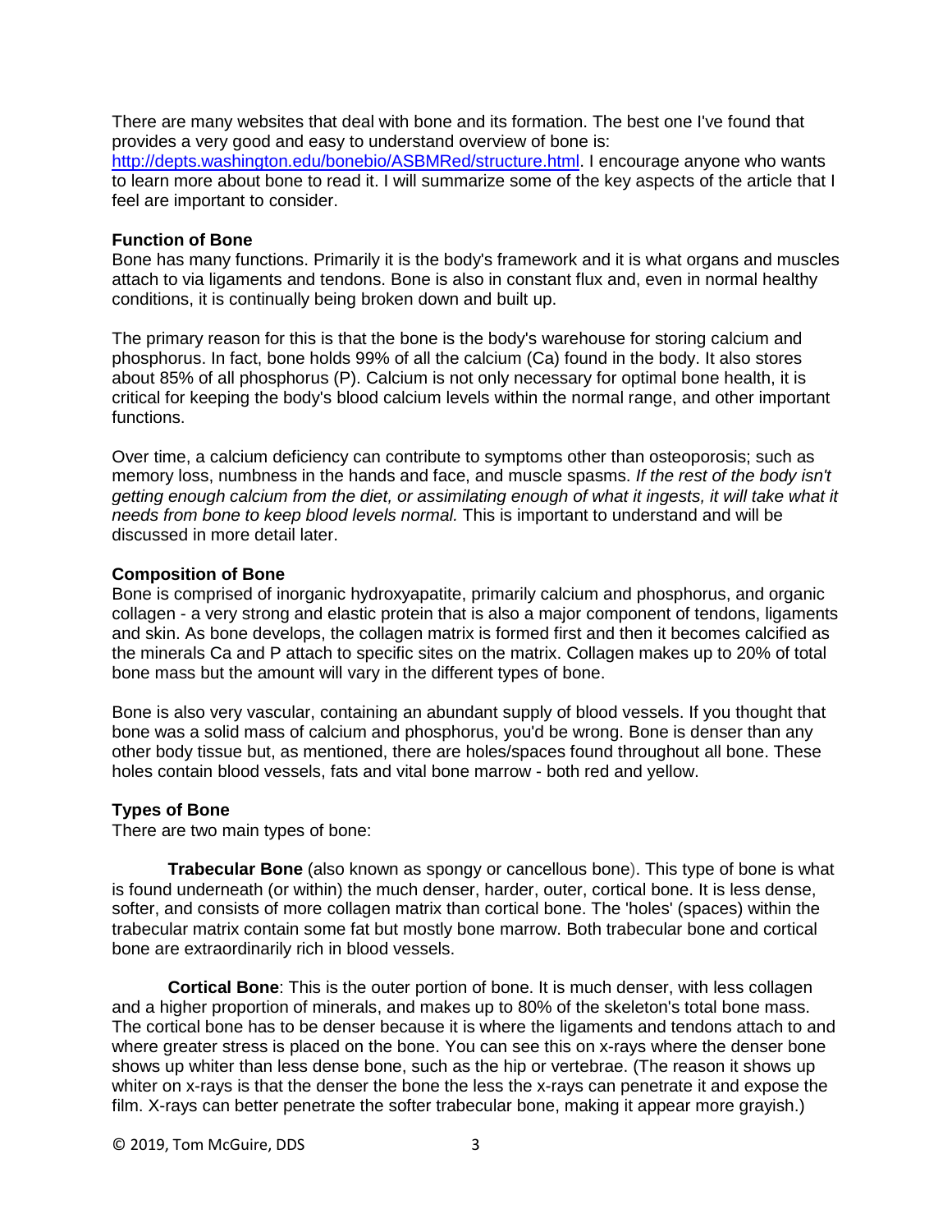There are many websites that deal with bone and its formation. The best one I've found that provides a very good and easy to understand overview of bone is: http://depts.washington.edu/bonebio/ASBMRed/structure.html. I encourage anyone who wants to learn more about bone to read it. I will summarize some of the key aspects of the article that I feel are important to consider.

**Function of Bone**

Bone has many functions. Primarily it is the body's framework and it is what organs and muscles attach to via ligaments and tendons. Bone is also in constant flux and, even in normal healthy conditions, it is continually being broken down and built up.

The primary reason for this is that the bone is the body's warehouse for storing calcium and phosphorus. In fact, bone holds 99% of all the calcium (Ca) found in the body. It also stores about 85% of all phosphorus (P). Calcium is not only necessary for optimal bone health, it is critical for keeping the body's blood calcium levels within the normal range, and other important functions.

Over time, a calcium deficiency can contribute to symptoms other than osteoporosis; such as memory loss, numbness in the hands and face, and muscle spasms. *If the rest of the body isn't getting enough calcium from the diet, or assimilating enough of what it ingests, it will take what it needs from bone to keep blood levels normal.* This is important to understand and will be discussed in more detail later.

**Composition of Bone**

Bone is comprised of inorganic hydroxyapatite, primarily calcium and phosphorus, and organic collagen - a very strong and elastic protein that is also a major component of tendons, ligaments and skin. As bone develops, the collagen matrix is formed first and then it becomes calcified as the minerals Ca and P attach to specific sites on the matrix. Collagen makes up to 20% of total bone mass but the amount will vary in the different types of bone.

Bone is also very vascular, containing an abundant supply of blood vessels. If you thought that bone was a solid mass of calcium and phosphorus, you'd be wrong. Bone is denser than any other body tissue but, as mentioned, there are holes/spaces found throughout all bone. These holes contain blood vessels, fats and vital bone marrow - both red and yellow.

**Types of Bone**

There are two main types of bone:

**Trabecular Bone** (also known as spongy or cancellous bone). This type of bone is what is found underneath (or within) the much denser, harder, outer, cortical bone. It is less dense, softer, and consists of more collagen matrix than cortical bone. The 'holes' (spaces) within the trabecular matrix contain some fat but mostly bone marrow. Both trabecular bone and cortical bone are extraordinarily rich in blood vessels.

**Cortical Bone**: This is the outer portion of bone. It is much denser, with less collagen and a higher proportion of minerals, and makes up to 80% of the skeleton's total bone mass. The cortical bone has to be denser because it is where the ligaments and tendons attach to and where greater stress is placed on the bone. You can see this on x-rays where the denser bone shows up whiter than less dense bone, such as the hip or vertebrae. (The reason it shows up whiter on x-rays is that the denser the bone the less the x-rays can penetrate it and expose the film. X-rays can better penetrate the softer trabecular bone, making it appear more grayish.)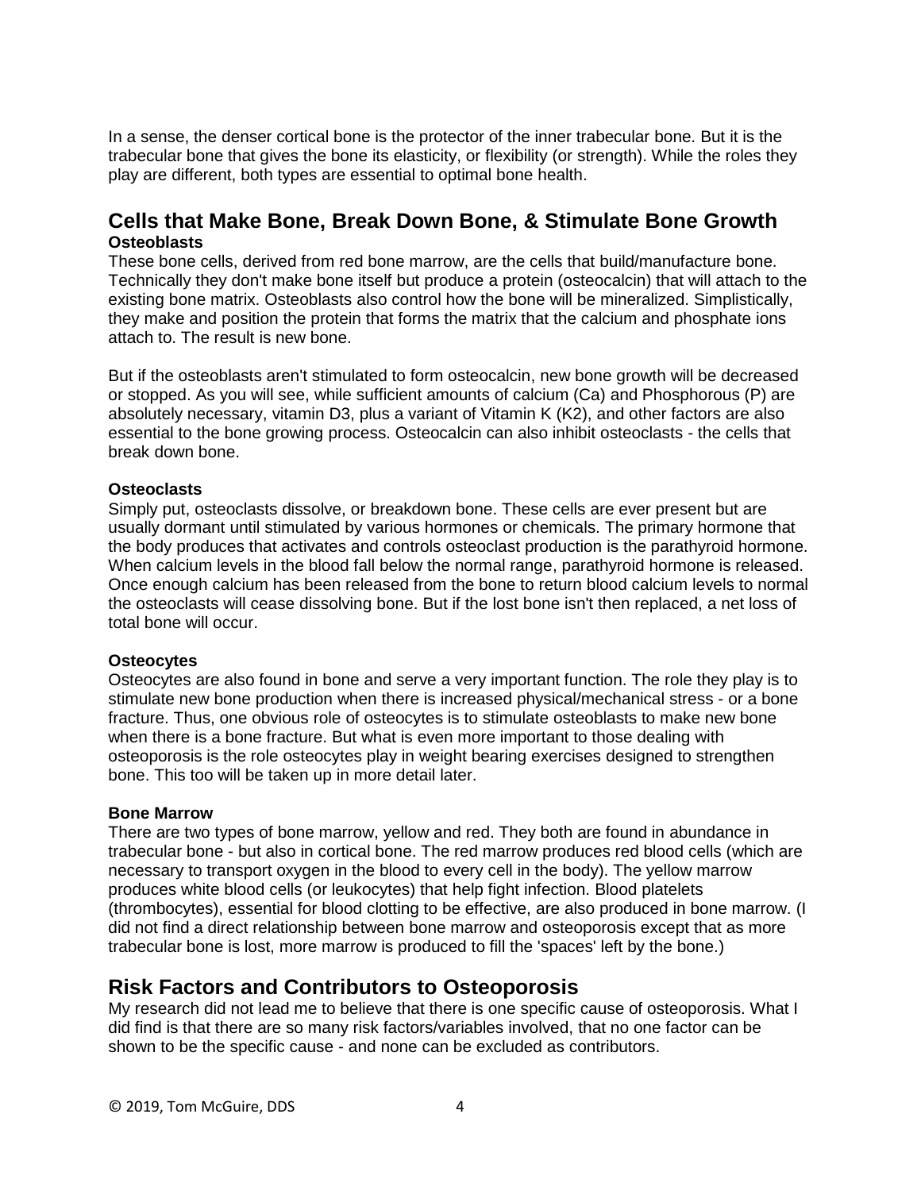In a sense, the denser cortical bone is the protector of the inner trabecular bone. But it is the trabecular bone that gives the bone its elasticity, or flexibility (or strength). While the roles they play are different, both types are essential to optimal bone health.

## Cells that Make Bone, Break Down Bone, & Stimulate Bone Growth

**Osteoblasts**

These bone cells, derived from red bone marrow, are the cells that build/manufacture bone. Technically they don't make bone itself but produce a protein (osteocalcin) that will attach to the existing bone matrix. Osteoblasts also control how the bone will be mineralized. Simplistically, they make and position the protein that forms the matrix that the calcium and phosphate ions attach to. The result is new bone.

But if the osteoblasts aren't stimulated to form osteocalcin, new bone growth will be decreased or stopped. As you will see, while sufficient amounts of calcium (Ca) and Phosphorous (P) are absolutely necessary, vitamin D3, plus a variant of Vitamin K (K2), and other factors are also essential to the bone growing process. Osteocalcin can also inhibit osteoclasts - the cells that break down bone.

**Osteoclasts**

Simply put, osteoclasts dissolve, or breakdown bone. These cells are ever present but are usually dormant until stimulated by various hormones or chemicals. The primary hormone that the body produces that activates and controls osteoclast production is the parathyroid hormone. When calcium levels in the blood fall below the normal range, parathyroid hormone is released. Once enough calcium has been released from the bone to return blood calcium levels to normal the osteoclasts will cease dissolving bone. But if the lost bone isn't then replaced, a net loss of total bone will occur.

**Osteocytes**

Osteocytes are also found in bone and serve a very important function. The role they play is to stimulate new bone production when there is increased physical/mechanical stress - or a bone fracture. Thus, one obvious role of osteocytes is to stimulate osteoblasts to make new bone when there is a bone fracture. But what is even more important to those dealing with osteoporosis is the role osteocytes play in weight bearing exercises designed to strengthen bone. This too will be taken up in more detail later.

**Bone Marrow**

There are two types of bone marrow, yellow and red. They both are found in abundance in trabecular bone - but also in cortical bone. The red marrow produces red blood cells (which are necessary to transport oxygen in the blood to every cell in the body). The yellow marrow produces white blood cells (or leukocytes) that help fight infection. Blood platelets (thrombocytes), essential for blood clotting to be effective, are also produced in bone marrow. (I did not find a direct relationship between bone marrow and osteoporosis except that as more trabecular bone is lost, more marrow is produced to fill the 'spaces' left by the bone.)

## Risk Factors and Contributors to Osteoporosis

My research did not lead me to believe that there is one specific cause of osteoporosis. What I did find is that there are so many risk factors/variables involved, that no one factor can be shown to be the specific cause - and none can be excluded as contributors.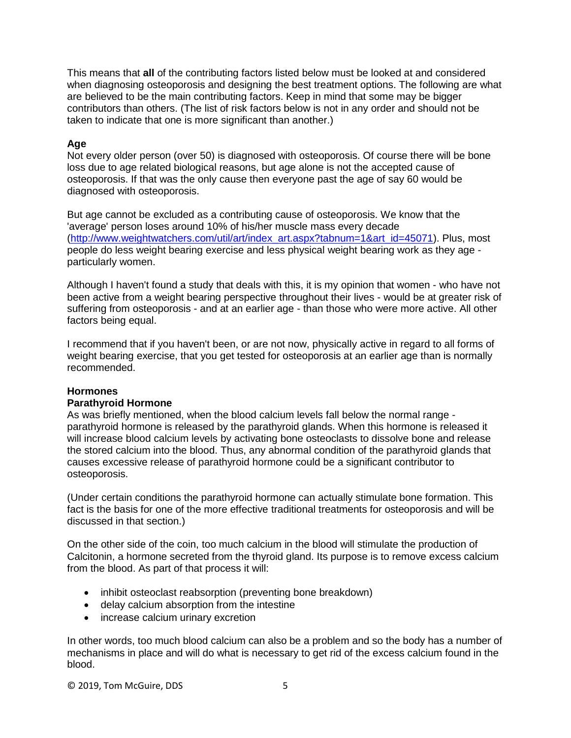This means that **all** of the contributing factors listed below must be looked at and considered when diagnosing osteoporosis and designing the best treatment options. The following are what are believed to be the main contributing factors. Keep in mind that some may be bigger contributors than others. (The list of risk factors below is not in any order and should not be taken to indicate that one is more significant than another.)

### Age

Not every older person (over 50) is diagnosed with osteoporosis. Of course there will be bone loss due to age related biological reasons, but age alone is not the accepted cause of osteoporosis. If that was the only cause then everyone past the age of say 60 would be diagnosed with osteoporosis.

But age cannot be excluded as a contributing cause of osteoporosis. We know that the 'average' person loses around 10% of his/her muscle mass every decade (http://www.weightwatchers.com/util/art/index_art.aspx?tabnum=1&art_id=45071). Plus, most people do less weight bearing exercise and less physical weight bearing work as they age - particularly women.

Although I haven't found a study that deals with this, it is my opinion that women - who have not been active from a weight bearing perspective throughout their lives - would be at greater risk of suffering from osteoporosis - and at an earlier age - than those who were more active. All other factors being equal.

I recommend that if you haven't been, or are not now, physically active in regard to all forms of weight bearing exercise, that you get tested for osteoporosis at an earlier age than is normally recommended.

### Hormones

#### Parathyroid Hormone

As was briefly mentioned, when the blood calcium levels fall below the normal range - parathyroid hormone is released by the parathyroid glands. When this hormone is released it will increase blood calcium levels by activating bone osteoclasts to dissolve bone and release the stored calcium into the blood. Thus, any abnormal condition of the parathyroid glands that causes excessive release of parathyroid hormone could be a significant contributor to osteoporosis.

(Under certain conditions the parathyroid hormone can actually stimulate bone formation. This fact is the basis for one of the more effective traditional treatments for osteoporosis and will be discussed in that section.)

On the other side of the coin, too much calcium in the blood will stimulate the production of Calcitonin, a hormone secreted from the thyroid gland. Its purpose is to remove excess calcium from the blood. As part of that process it will:

- inhibit osteoclast reabsorption (preventing bone breakdown)
- delay calcium absorption from the intestine
- increase calcium urinary excretion

In other words, too much blood calcium can also be a problem and so the body has a number of mechanisms in place and will do what is necessary to get rid of the excess calcium found in the blood.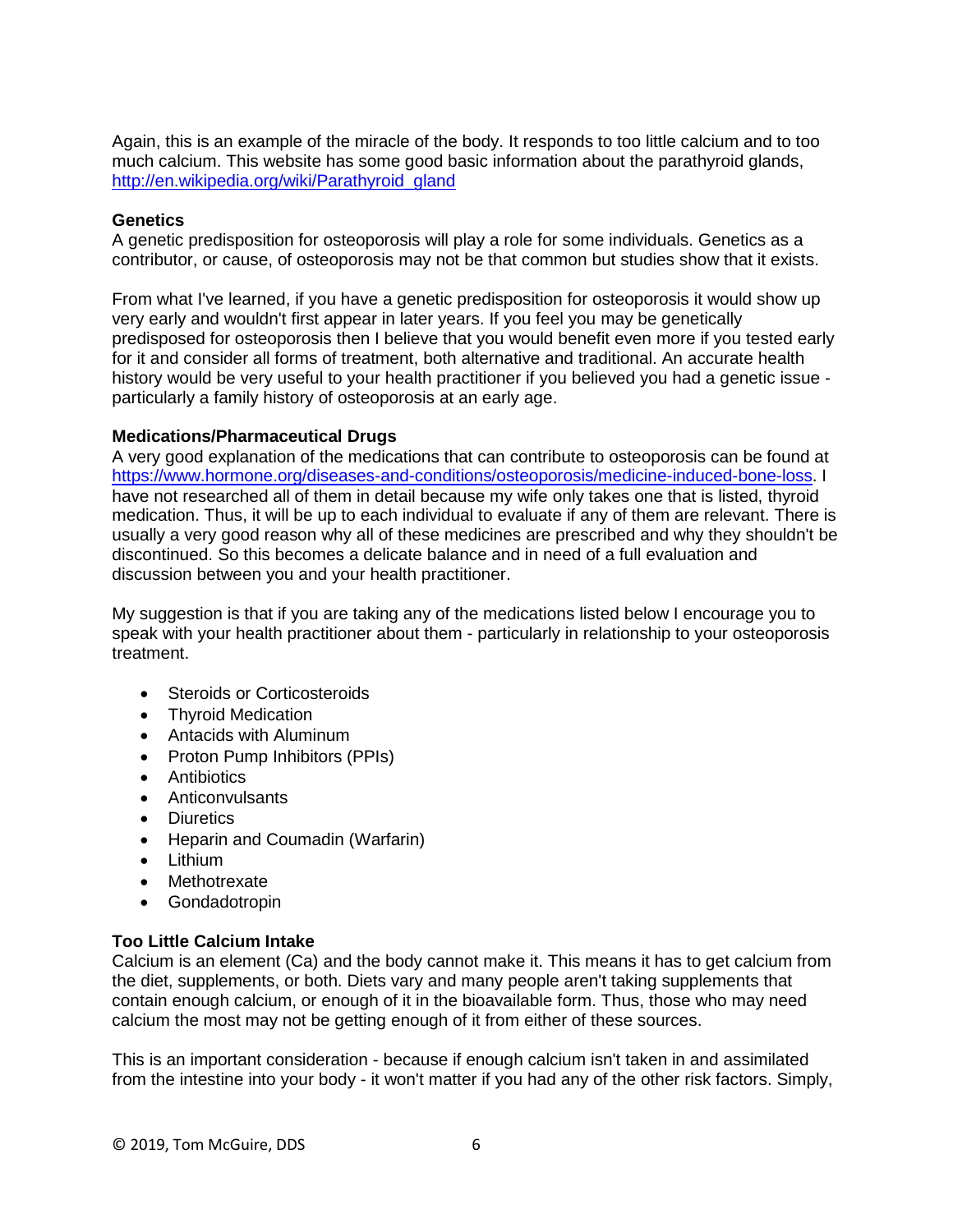Again, this is an example of the miracle of the body. It responds to too little calcium and to too much calcium. This website has some good basic information about the parathyroid glands, http://en.wikipedia.org/wiki/Parathyroid_gland

**Genetics**
A genetic predisposition for osteoporosis will play a role for some individuals. Genetics as a contributor, or cause, of osteoporosis may not be that common but studies show that it exists.

From what I've learned, if you have a genetic predisposition for osteoporosis it would show up very early and wouldn't first appear in later years. If you feel you may be genetically predisposed for osteoporosis then I believe that you would benefit even more if you tested early for it and consider all forms of treatment, both alternative and traditional. An accurate health history would be very useful to your health practitioner if you believed you had a genetic issue - particularly a family history of osteoporosis at an early age.

**Medications/Pharmaceutical Drugs**
A very good explanation of the medications that can contribute to osteoporosis can be found at https://www.hormone.org/diseases-and-conditions/osteoporosis/medicine-induced-bone-loss. I have not researched all of them in detail because my wife only takes one that is listed, thyroid medication. Thus, it will be up to each individual to evaluate if any of them are relevant. There is usually a very good reason why all of these medicines are prescribed and why they shouldn't be discontinued. So this becomes a delicate balance and in need of a full evaluation and discussion between you and your health practitioner.

My suggestion is that if you are taking any of the medications listed below I encourage you to speak with your health practitioner about them - particularly in relationship to your osteoporosis treatment.

- Steroids or Corticosteroids
- Thyroid Medication
- Antacids with Aluminum
- Proton Pump Inhibitors (PPIs)
- Antibiotics
- Anticonvulsants
- Diuretics
- Heparin and Coumadin (Warfarin)
- Lithium
- Methotrexate
- Gondadotropin

**Too Little Calcium Intake**
Calcium is an element (Ca) and the body cannot make it. This means it has to get calcium from the diet, supplements, or both. Diets vary and many people aren't taking supplements that contain enough calcium, or enough of it in the bioavailable form. Thus, those who may need calcium the most may not be getting enough of it from either of these sources.

This is an important consideration - because if enough calcium isn't taken in and assimilated from the intestine into your body - it won't matter if you had any of the other risk factors. Simply,

© 2019, Tom McGuire, DDS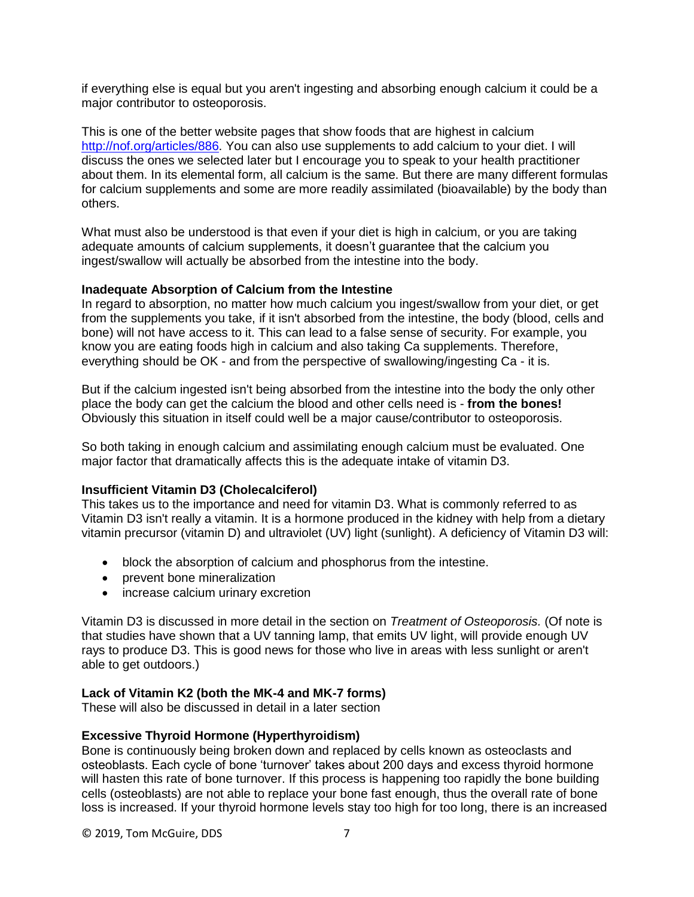if everything else is equal but you aren't ingesting and absorbing enough calcium it could be a major contributor to osteoporosis.

This is one of the better website pages that show foods that are highest in calcium [http://nof.org/articles/886](http://nof.org/articles/886). You can also use supplements to add calcium to your diet. I will discuss the ones we selected later but I encourage you to speak to your health practitioner about them. In its elemental form, all calcium is the same. But there are many different formulas for calcium supplements and some are more readily assimilated (bioavailable) by the body than others.

What must also be understood is that even if your diet is high in calcium, or you are taking adequate amounts of calcium supplements, it doesn't guarantee that the calcium you ingest/swallow will actually be absorbed from the intestine into the body.

**Inadequate Absorption of Calcium from the Intestine**
In regard to absorption, no matter how much calcium you ingest/swallow from your diet, or get from the supplements you take, if it isn't absorbed from the intestine, the body (blood, cells and bone) will not have access to it. This can lead to a false sense of security. For example, you know you are eating foods high in calcium and also taking Ca supplements. Therefore, everything should be OK - and from the perspective of swallowing/ingesting Ca - it is.

But if the calcium ingested isn't being absorbed from the intestine into the body the only other place the body can get the calcium the blood and other cells need is - **from the bones!** Obviously this situation in itself could well be a major cause/contributor to osteoporosis.

So both taking in enough calcium and assimilating enough calcium must be evaluated. One major factor that dramatically affects this is the adequate intake of vitamin D3.

**Insufficient Vitamin D3 (Cholecalciferol)**
This takes us to the importance and need for vitamin D3. What is commonly referred to as Vitamin D3 isn't really a vitamin. It is a hormone produced in the kidney with help from a dietary vitamin precursor (vitamin D) and ultraviolet (UV) light (sunlight). A deficiency of Vitamin D3 will:

- block the absorption of calcium and phosphorus from the intestine.
- prevent bone mineralization
- increase calcium urinary excretion

Vitamin D3 is discussed in more detail in the section on *Treatment of Osteoporosis.* (Of note is that studies have shown that a UV tanning lamp, that emits UV light, will provide enough UV rays to produce D3. This is good news for those who live in areas with less sunlight or aren't able to get outdoors.)

**Lack of Vitamin K2 (both the MK-4 and MK-7 forms)**
These will also be discussed in detail in a later section

**Excessive Thyroid Hormone (Hyperthyroidism)**
Bone is continuously being broken down and replaced by cells known as osteoclasts and osteoblasts. Each cycle of bone 'turnover' takes about 200 days and excess thyroid hormone will hasten this rate of bone turnover. If this process is happening too rapidly the bone building cells (osteoblasts) are not able to replace your bone fast enough, thus the overall rate of bone loss is increased. If your thyroid hormone levels stay too high for too long, there is an increased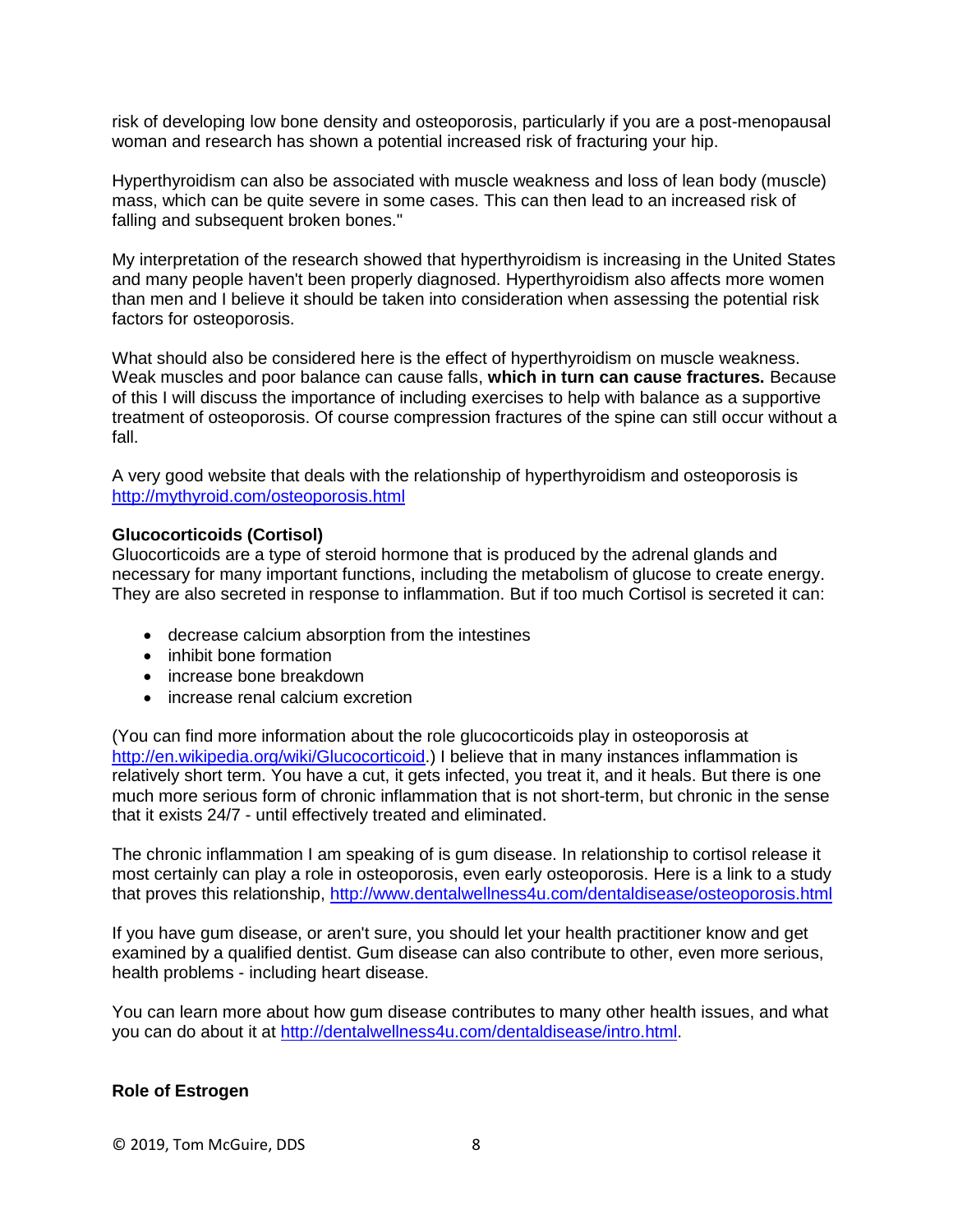risk of developing low bone density and osteoporosis, particularly if you are a post-menopausal woman and research has shown a potential increased risk of fracturing your hip.

Hyperthyroidism can also be associated with muscle weakness and loss of lean body (muscle) mass, which can be quite severe in some cases. This can then lead to an increased risk of falling and subsequent broken bones."

My interpretation of the research showed that hyperthyroidism is increasing in the United States and many people haven't been properly diagnosed. Hyperthyroidism also affects more women than men and I believe it should be taken into consideration when assessing the potential risk factors for osteoporosis.

What should also be considered here is the effect of hyperthyroidism on muscle weakness. Weak muscles and poor balance can cause falls, **which in turn can cause fractures.** Because of this I will discuss the importance of including exercises to help with balance as a supportive treatment of osteoporosis. Of course compression fractures of the spine can still occur without a fall.

A very good website that deals with the relationship of hyperthyroidism and osteoporosis is http://mythyroid.com/osteoporosis.html

**Glucocorticoids (Cortisol)**
Gluocorticoids are a type of steroid hormone that is produced by the adrenal glands and necessary for many important functions, including the metabolism of glucose to create energy. They are also secreted in response to inflammation. But if too much Cortisol is secreted it can:

- decrease calcium absorption from the intestines
- inhibit bone formation
- increase bone breakdown
- increase renal calcium excretion

(You can find more information about the role glucocorticoids play in osteoporosis at http://en.wikipedia.org/wiki/Glucocorticoid.) I believe that in many instances inflammation is relatively short term. You have a cut, it gets infected, you treat it, and it heals. But there is one much more serious form of chronic inflammation that is not short-term, but chronic in the sense that it exists 24/7 - until effectively treated and eliminated.

The chronic inflammation I am speaking of is gum disease. In relationship to cortisol release it most certainly can play a role in osteoporosis, even early osteoporosis. Here is a link to a study that proves this relationship, http://www.dentalwellness4u.com/dentaldisease/osteoporosis.html

If you have gum disease, or aren't sure, you should let your health practitioner know and get examined by a qualified dentist. Gum disease can also contribute to other, even more serious, health problems - including heart disease.

You can learn more about how gum disease contributes to many other health issues, and what you can do about it at http://dentalwellness4u.com/dentaldisease/intro.html.

**Role of Estrogen**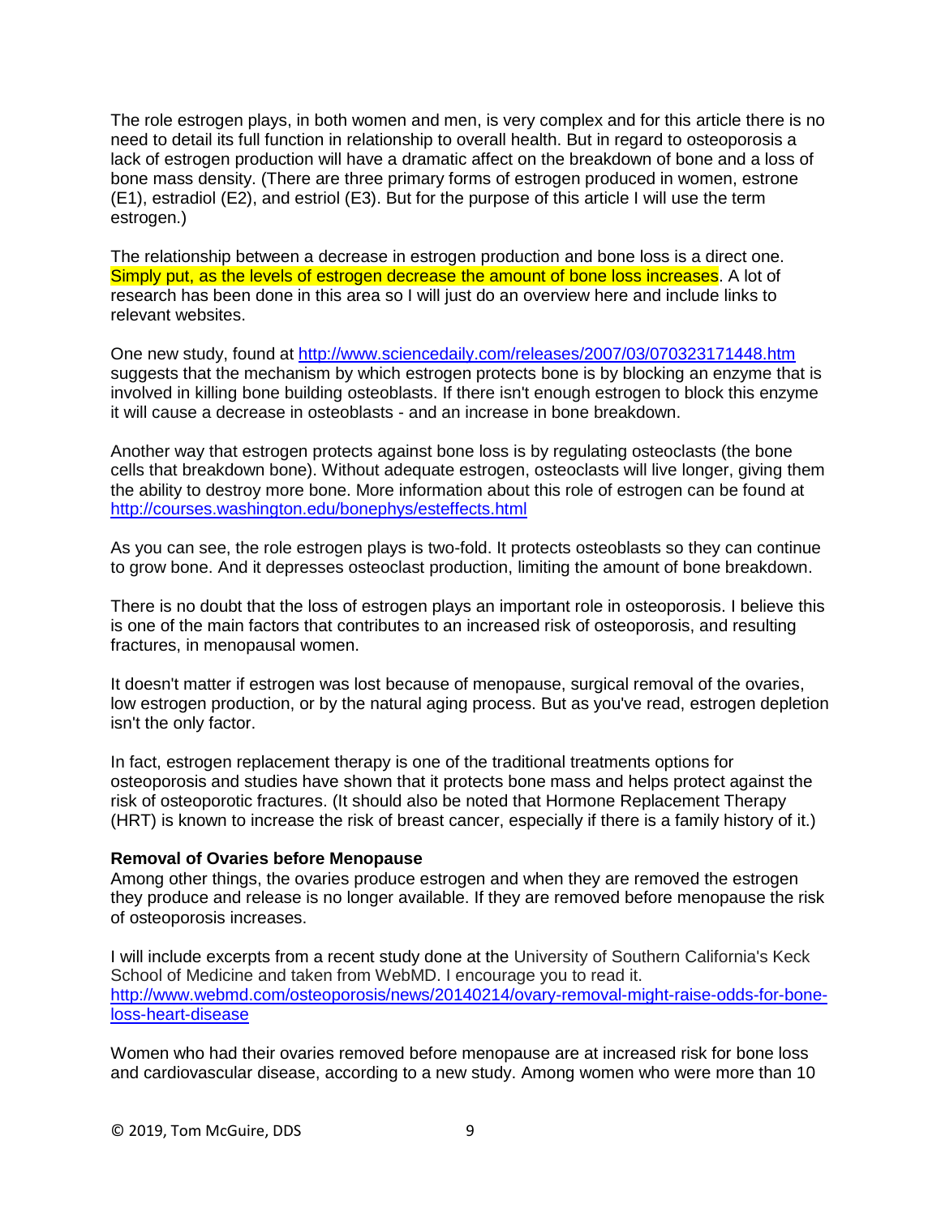The role estrogen plays, in both women and men, is very complex and for this article there is no need to detail its full function in relationship to overall health. But in regard to osteoporosis a lack of estrogen production will have a dramatic affect on the breakdown of bone and a loss of bone mass density. (There are three primary forms of estrogen produced in women, estrone (E1), estradiol (E2), and estriol (E3). But for the purpose of this article I will use the term estrogen.)

The relationship between a decrease in estrogen production and bone loss is a direct one. Simply put, as the levels of estrogen decrease the amount of bone loss increases. A lot of research has been done in this area so I will just do an overview here and include links to relevant websites.

One new study, found at http://www.sciencedaily.com/releases/2007/03/070323171448.htm suggests that the mechanism by which estrogen protects bone is by blocking an enzyme that is involved in killing bone building osteoblasts. If there isn't enough estrogen to block this enzyme it will cause a decrease in osteoblasts - and an increase in bone breakdown.

Another way that estrogen protects against bone loss is by regulating osteoclasts (the bone cells that breakdown bone). Without adequate estrogen, osteoclasts will live longer, giving them the ability to destroy more bone. More information about this role of estrogen can be found at http://courses.washington.edu/bonephys/esteffects.html

As you can see, the role estrogen plays is two-fold. It protects osteoblasts so they can continue to grow bone. And it depresses osteoclast production, limiting the amount of bone breakdown.

There is no doubt that the loss of estrogen plays an important role in osteoporosis. I believe this is one of the main factors that contributes to an increased risk of osteoporosis, and resulting fractures, in menopausal women.

It doesn't matter if estrogen was lost because of menopause, surgical removal of the ovaries, low estrogen production, or by the natural aging process. But as you've read, estrogen depletion isn't the only factor.

In fact, estrogen replacement therapy is one of the traditional treatments options for osteoporosis and studies have shown that it protects bone mass and helps protect against the risk of osteoporotic fractures. (It should also be noted that Hormone Replacement Therapy (HRT) is known to increase the risk of breast cancer, especially if there is a family history of it.)

**Removal of Ovaries before Menopause**

Among other things, the ovaries produce estrogen and when they are removed the estrogen they produce and release is no longer available. If they are removed before menopause the risk of osteoporosis increases.

I will include excerpts from a recent study done at the University of Southern California's Keck School of Medicine and taken from WebMD. I encourage you to read it. http://www.webmd.com/osteoporosis/news/20140214/ovary-removal-might-raise-odds-for-bone-loss-heart-disease

Women who had their ovaries removed before menopause are at increased risk for bone loss and cardiovascular disease, according to a new study. Among women who were more than 10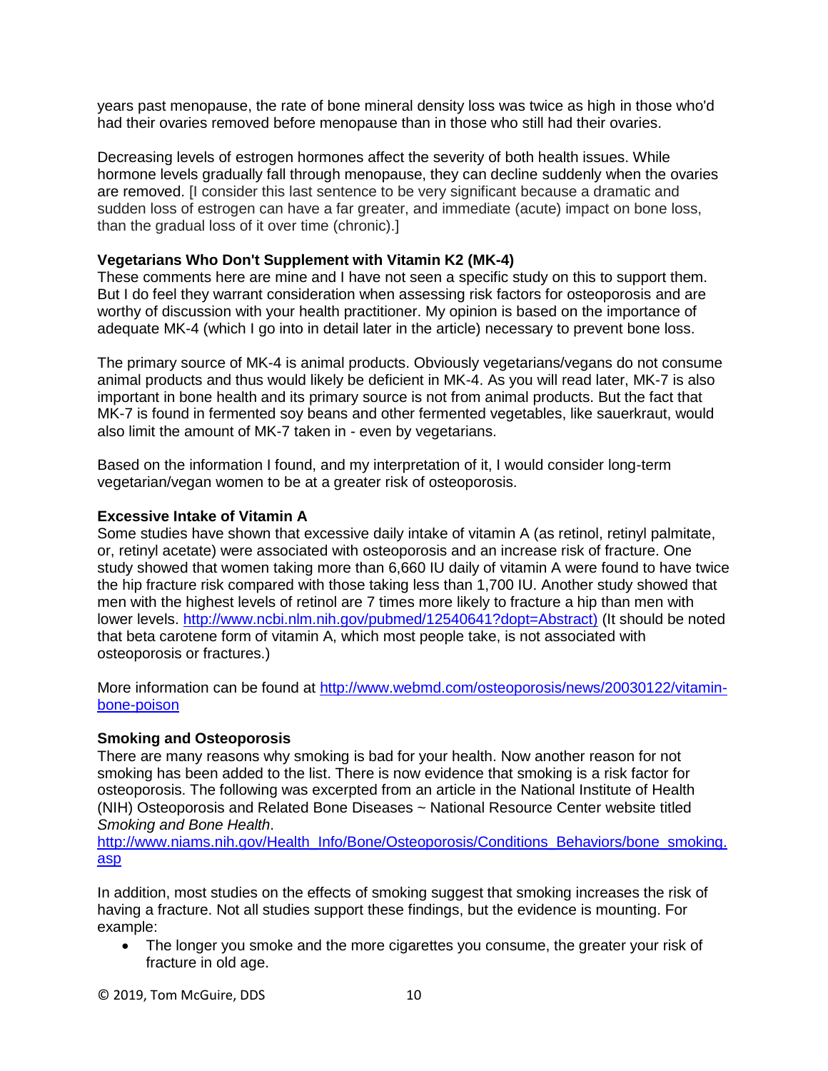years past menopause, the rate of bone mineral density loss was twice as high in those who'd had their ovaries removed before menopause than in those who still had their ovaries.

Decreasing levels of estrogen hormones affect the severity of both health issues. While hormone levels gradually fall through menopause, they can decline suddenly when the ovaries are removed. [I consider this last sentence to be very significant because a dramatic and sudden loss of estrogen can have a far greater, and immediate (acute) impact on bone loss, than the gradual loss of it over time (chronic).]

**Vegetarians Who Don't Supplement with Vitamin K2 (MK-4)**
These comments here are mine and I have not seen a specific study on this to support them. But I do feel they warrant consideration when assessing risk factors for osteoporosis and are worthy of discussion with your health practitioner. My opinion is based on the importance of adequate MK-4 (which I go into in detail later in the article) necessary to prevent bone loss.

The primary source of MK-4 is animal products. Obviously vegetarians/vegans do not consume animal products and thus would likely be deficient in MK-4. As you will read later, MK-7 is also important in bone health and its primary source is not from animal products. But the fact that MK-7 is found in fermented soy beans and other fermented vegetables, like sauerkraut, would also limit the amount of MK-7 taken in - even by vegetarians.

Based on the information I found, and my interpretation of it, I would consider long-term vegetarian/vegan women to be at a greater risk of osteoporosis.

**Excessive Intake of Vitamin A**
Some studies have shown that excessive daily intake of vitamin A (as retinol, retinyl palmitate, or, retinyl acetate) were associated with osteoporosis and an increase risk of fracture. One study showed that women taking more than 6,660 IU daily of vitamin A were found to have twice the hip fracture risk compared with those taking less than 1,700 IU. Another study showed that men with the highest levels of retinol are 7 times more likely to fracture a hip than men with lower levels. http://www.ncbi.nlm.nih.gov/pubmed/12540641?dopt=Abstract) (It should be noted that beta carotene form of vitamin A, which most people take, is not associated with osteoporosis or fractures.)

More information can be found at http://www.webmd.com/osteoporosis/news/20030122/vitamin-bone-poison

**Smoking and Osteoporosis**
There are many reasons why smoking is bad for your health. Now another reason for not smoking has been added to the list. There is now evidence that smoking is a risk factor for osteoporosis. The following was excerpted from an article in the National Institute of Health (NIH) Osteoporosis and Related Bone Diseases ~ National Resource Center website titled *Smoking and Bone Health*.
http://www.niams.nih.gov/Health_Info/Bone/Osteoporosis/Conditions_Behaviors/bone_smoking.asp

In addition, most studies on the effects of smoking suggest that smoking increases the risk of having a fracture. Not all studies support these findings, but the evidence is mounting. For example:

- The longer you smoke and the more cigarettes you consume, the greater your risk of fracture in old age.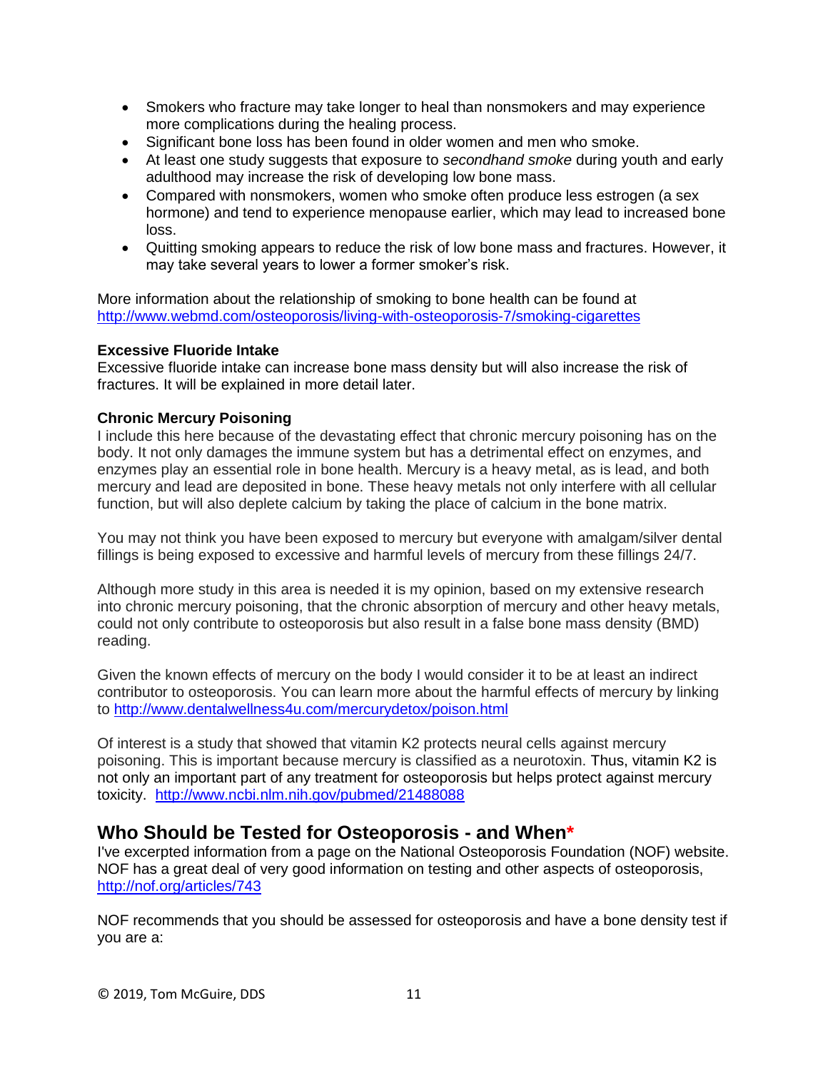- Smokers who fracture may take longer to heal than nonsmokers and may experience more complications during the healing process.
- Significant bone loss has been found in older women and men who smoke.
- At least one study suggests that exposure to *secondhand smoke* during youth and early adulthood may increase the risk of developing low bone mass.
- Compared with nonsmokers, women who smoke often produce less estrogen (a sex hormone) and tend to experience menopause earlier, which may lead to increased bone loss.
- Quitting smoking appears to reduce the risk of low bone mass and fractures. However, it may take several years to lower a former smoker's risk.

More information about the relationship of smoking to bone health can be found at http://www.webmd.com/osteoporosis/living-with-osteoporosis-7/smoking-cigarettes

**Excessive Fluoride Intake**
Excessive fluoride intake can increase bone mass density but will also increase the risk of fractures. It will be explained in more detail later.

**Chronic Mercury Poisoning**
I include this here because of the devastating effect that chronic mercury poisoning has on the body. It not only damages the immune system but has a detrimental effect on enzymes, and enzymes play an essential role in bone health. Mercury is a heavy metal, as is lead, and both mercury and lead are deposited in bone. These heavy metals not only interfere with all cellular function, but will also deplete calcium by taking the place of calcium in the bone matrix.

You may not think you have been exposed to mercury but everyone with amalgam/silver dental fillings is being exposed to excessive and harmful levels of mercury from these fillings 24/7.

Although more study in this area is needed it is my opinion, based on my extensive research into chronic mercury poisoning, that the chronic absorption of mercury and other heavy metals, could not only contribute to osteoporosis but also result in a false bone mass density (BMD) reading.

Given the known effects of mercury on the body I would consider it to be at least an indirect contributor to osteoporosis. You can learn more about the harmful effects of mercury by linking to http://www.dentalwellness4u.com/mercurydetox/poison.html

Of interest is a study that showed that vitamin K2 protects neural cells against mercury poisoning. This is important because mercury is classified as a neurotoxin. Thus, vitamin K2 is not only an important part of any treatment for osteoporosis but helps protect against mercury toxicity. http://www.ncbi.nlm.nih.gov/pubmed/21488088

## Who Should be Tested for Osteoporosis - and When*

I've excerpted information from a page on the National Osteoporosis Foundation (NOF) website. NOF has a great deal of very good information on testing and other aspects of osteoporosis, http://nof.org/articles/743

NOF recommends that you should be assessed for osteoporosis and have a bone density test if you are a: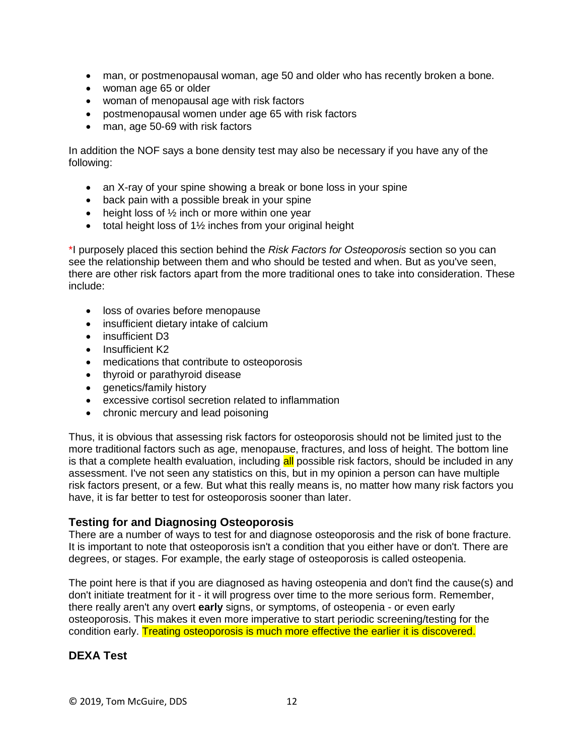- man, or postmenopausal woman, age 50 and older who has recently broken a bone.
- woman age 65 or older
- woman of menopausal age with risk factors
- postmenopausal women under age 65 with risk factors
- man, age 50-69 with risk factors

In addition the NOF says a bone density test may also be necessary if you have any of the following:

- an X-ray of your spine showing a break or bone loss in your spine
- back pain with a possible break in your spine
- height loss of ½ inch or more within one year
- total height loss of 1½ inches from your original height

*I purposely placed this section behind the *Risk Factors for Osteoporosis* section so you can see the relationship between them and who should be tested and when. But as you've seen, there are other risk factors apart from the more traditional ones to take into consideration. These include:

- loss of ovaries before menopause
- insufficient dietary intake of calcium
- insufficient D3
- Insufficient K2
- medications that contribute to osteoporosis
- thyroid or parathyroid disease
- genetics/family history
- excessive cortisol secretion related to inflammation
- chronic mercury and lead poisoning

Thus, it is obvious that assessing risk factors for osteoporosis should not be limited just to the more traditional factors such as age, menopause, fractures, and loss of height. The bottom line is that a complete health evaluation, including all possible risk factors, should be included in any assessment. I've not seen any statistics on this, but in my opinion a person can have multiple risk factors present, or a few. But what this really means is, no matter how many risk factors you have, it is far better to test for osteoporosis sooner than later.

### Testing for and Diagnosing Osteoporosis

There are a number of ways to test for and diagnose osteoporosis and the risk of bone fracture. It is important to note that osteoporosis isn't a condition that you either have or don't. There are degrees, or stages. For example, the early stage of osteoporosis is called osteopenia.

The point here is that if you are diagnosed as having osteopenia and don't find the cause(s) and don't initiate treatment for it - it will progress over time to the more serious form. Remember, there really aren't any overt **early** signs, or symptoms, of osteopenia - or even early osteoporosis. This makes it even more imperative to start periodic screening/testing for the condition early. Treating osteoporosis is much more effective the earlier it is discovered.

### DEXA Test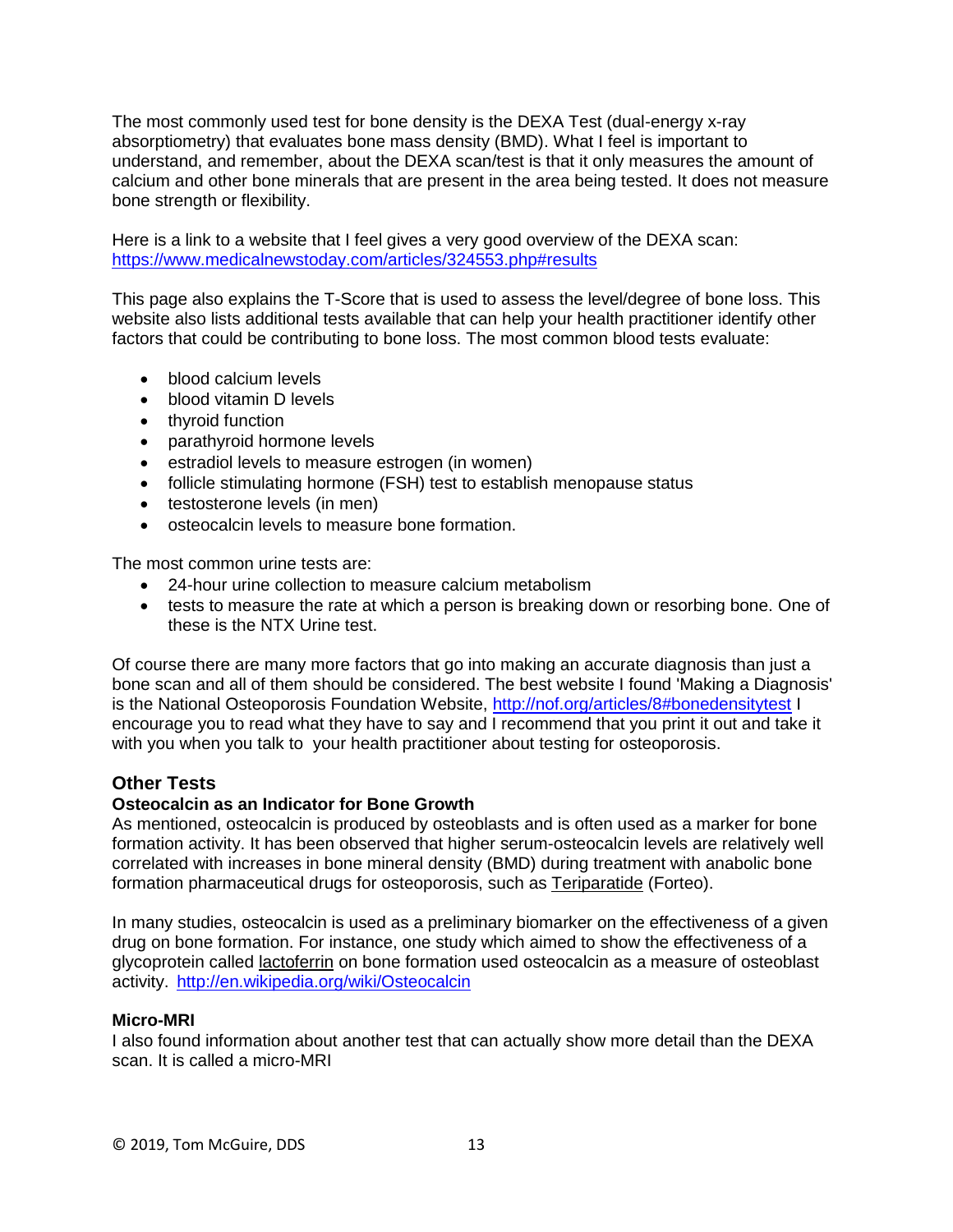The most commonly used test for bone density is the DEXA Test (dual-energy x-ray absorptiometry) that evaluates bone mass density (BMD). What I feel is important to understand, and remember, about the DEXA scan/test is that it only measures the amount of calcium and other bone minerals that are present in the area being tested. It does not measure bone strength or flexibility.

Here is a link to a website that I feel gives a very good overview of the DEXA scan: https://www.medicalnewstoday.com/articles/324553.php#results

This page also explains the T-Score that is used to assess the level/degree of bone loss. This website also lists additional tests available that can help your health practitioner identify other factors that could be contributing to bone loss. The most common blood tests evaluate:

- blood calcium levels
- blood vitamin D levels
- thyroid function
- parathyroid hormone levels
- estradiol levels to measure estrogen (in women)
- follicle stimulating hormone (FSH) test to establish menopause status
- testosterone levels (in men)
- osteocalcin levels to measure bone formation.

The most common urine tests are:

- 24-hour urine collection to measure calcium metabolism
- tests to measure the rate at which a person is breaking down or resorbing bone. One of these is the NTX Urine test.

Of course there are many more factors that go into making an accurate diagnosis than just a bone scan and all of them should be considered. The best website I found 'Making a Diagnosis' is the National Osteoporosis Foundation Website, http://nof.org/articles/8#bonedensitytest I encourage you to read what they have to say and I recommend that you print it out and take it with you when you talk to your health practitioner about testing for osteoporosis.

## Other Tests

### Osteocalcin as an Indicator for Bone Growth

As mentioned, osteocalcin is produced by osteoblasts and is often used as a marker for bone formation activity. It has been observed that higher serum-osteocalcin levels are relatively well correlated with increases in bone mineral density (BMD) during treatment with anabolic bone formation pharmaceutical drugs for osteoporosis, such as Teriparatide (Forteo).

In many studies, osteocalcin is used as a preliminary biomarker on the effectiveness of a given drug on bone formation. For instance, one study which aimed to show the effectiveness of a glycoprotein called lactoferrin on bone formation used osteocalcin as a measure of osteoblast activity. http://en.wikipedia.org/wiki/Osteocalcin

### Micro-MRI

I also found information about another test that can actually show more detail than the DEXA scan. It is called a micro-MRI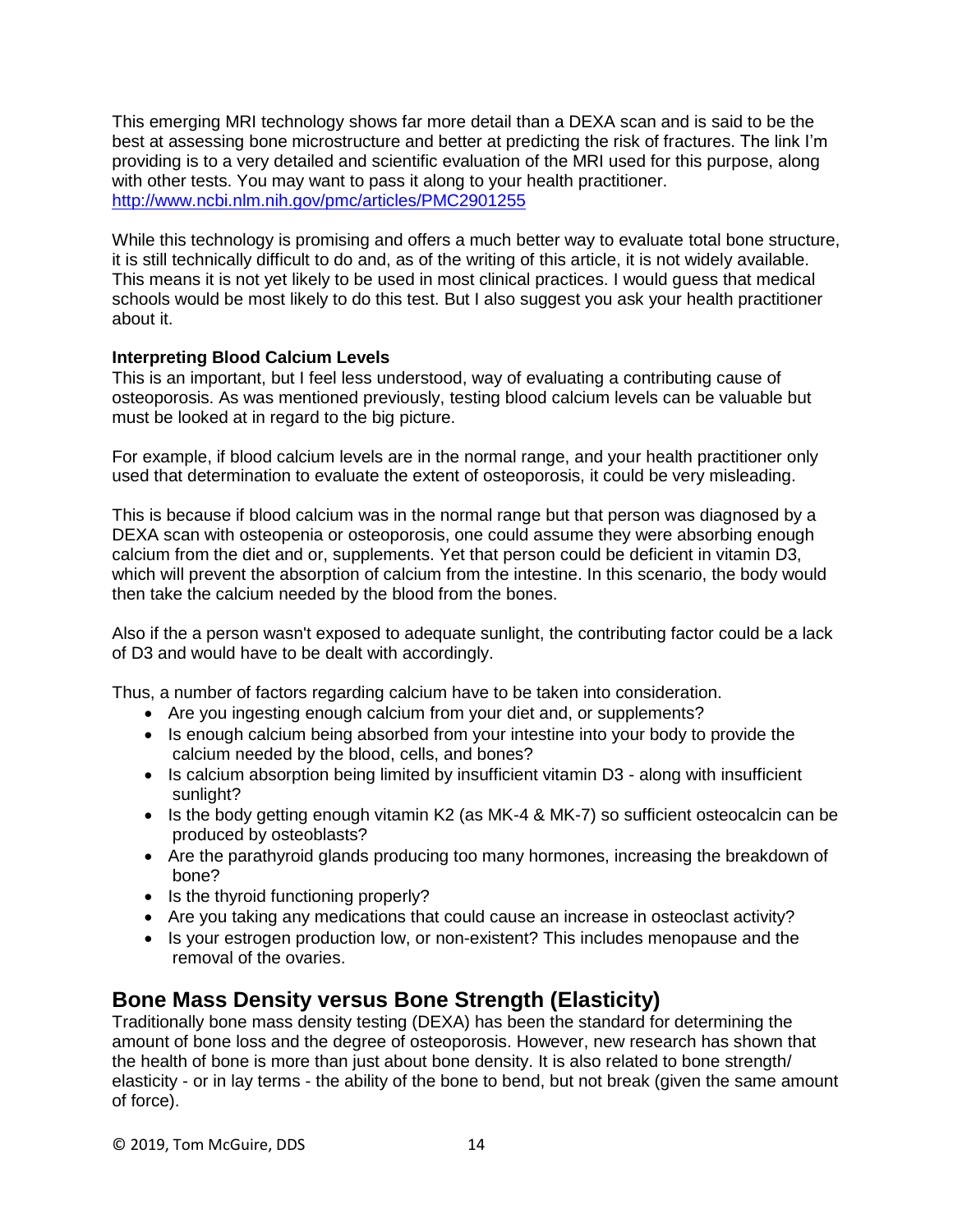This emerging MRI technology shows far more detail than a DEXA scan and is said to be the best at assessing bone microstructure and better at predicting the risk of fractures. The link I'm providing is to a very detailed and scientific evaluation of the MRI used for this purpose, along with other tests. You may want to pass it along to your health practitioner.
http://www.ncbi.nlm.nih.gov/pmc/articles/PMC2901255

While this technology is promising and offers a much better way to evaluate total bone structure, it is still technically difficult to do and, as of the writing of this article, it is not widely available. This means it is not yet likely to be used in most clinical practices. I would guess that medical schools would be most likely to do this test. But I also suggest you ask your health practitioner about it.

**Interpreting Blood Calcium Levels**
This is an important, but I feel less understood, way of evaluating a contributing cause of osteoporosis. As was mentioned previously, testing blood calcium levels can be valuable but must be looked at in regard to the big picture.

For example, if blood calcium levels are in the normal range, and your health practitioner only used that determination to evaluate the extent of osteoporosis, it could be very misleading.

This is because if blood calcium was in the normal range but that person was diagnosed by a DEXA scan with osteopenia or osteoporosis, one could assume they were absorbing enough calcium from the diet and or, supplements. Yet that person could be deficient in vitamin D3, which will prevent the absorption of calcium from the intestine. In this scenario, the body would then take the calcium needed by the blood from the bones.

Also if the a person wasn't exposed to adequate sunlight, the contributing factor could be a lack of D3 and would have to be dealt with accordingly.

Thus, a number of factors regarding calcium have to be taken into consideration.

- Are you ingesting enough calcium from your diet and, or supplements?
- Is enough calcium being absorbed from your intestine into your body to provide the calcium needed by the blood, cells, and bones?
- Is calcium absorption being limited by insufficient vitamin D3 - along with insufficient sunlight?
- Is the body getting enough vitamin K2 (as MK-4 & MK-7) so sufficient osteocalcin can be produced by osteoblasts?
- Are the parathyroid glands producing too many hormones, increasing the breakdown of bone?
- Is the thyroid functioning properly?
- Are you taking any medications that could cause an increase in osteoclast activity?
- Is your estrogen production low, or non-existent? This includes menopause and the removal of the ovaries.

## Bone Mass Density versus Bone Strength (Elasticity)

Traditionally bone mass density testing (DEXA) has been the standard for determining the amount of bone loss and the degree of osteoporosis. However, new research has shown that the health of bone is more than just about bone density. It is also related to bone strength/ elasticity - or in lay terms - the ability of the bone to bend, but not break (given the same amount of force).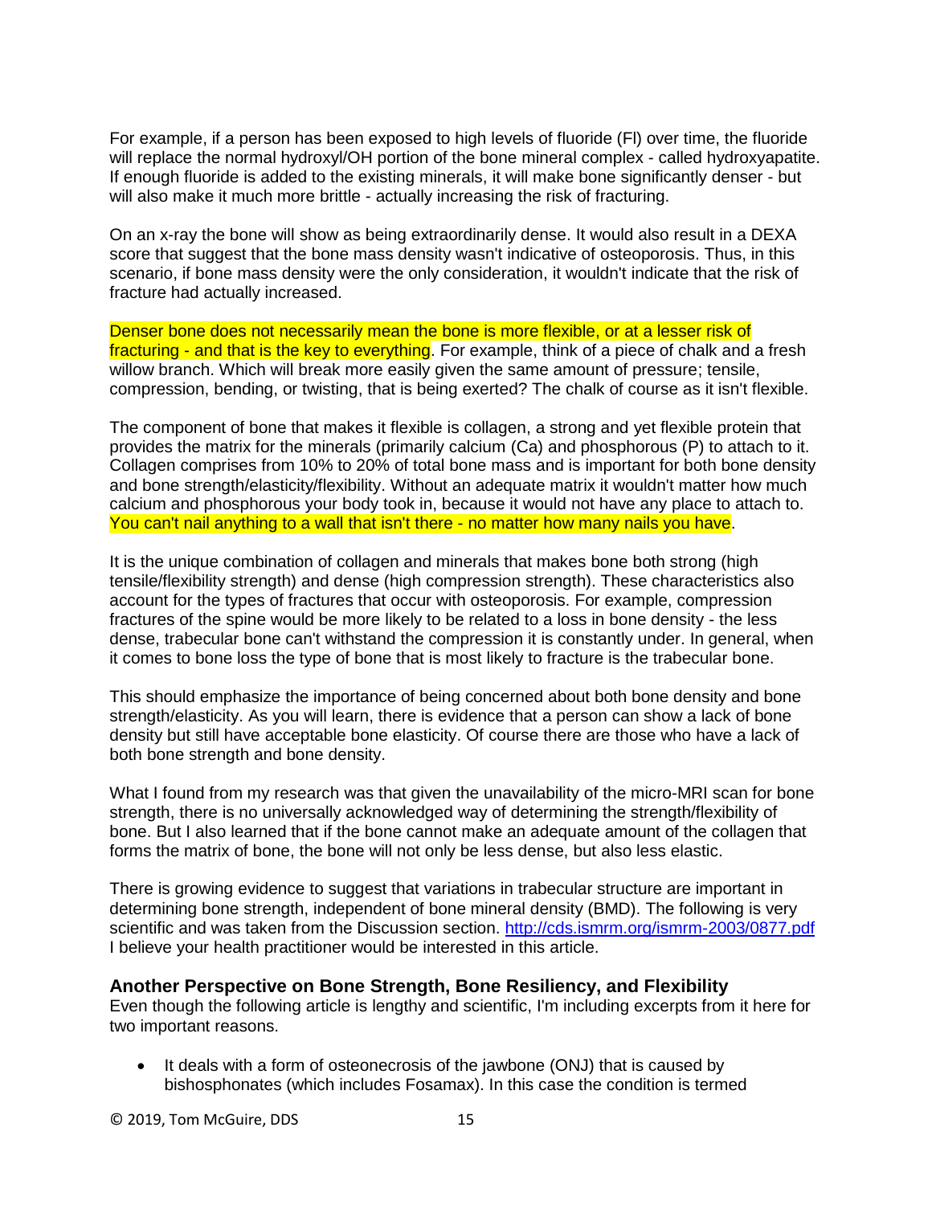For example, if a person has been exposed to high levels of fluoride (Fl) over time, the fluoride will replace the normal hydroxyl/OH portion of the bone mineral complex - called hydroxyapatite. If enough fluoride is added to the existing minerals, it will make bone significantly denser - but will also make it much more brittle - actually increasing the risk of fracturing.

On an x-ray the bone will show as being extraordinarily dense. It would also result in a DEXA score that suggest that the bone mass density wasn't indicative of osteoporosis. Thus, in this scenario, if bone mass density were the only consideration, it wouldn't indicate that the risk of fracture had actually increased.

Denser bone does not necessarily mean the bone is more flexible, or at a lesser risk of fracturing - and that is the key to everything. For example, think of a piece of chalk and a fresh willow branch. Which will break more easily given the same amount of pressure; tensile, compression, bending, or twisting, that is being exerted? The chalk of course as it isn't flexible.

The component of bone that makes it flexible is collagen, a strong and yet flexible protein that provides the matrix for the minerals (primarily calcium (Ca) and phosphorous (P) to attach to it. Collagen comprises from 10% to 20% of total bone mass and is important for both bone density and bone strength/elasticity/flexibility. Without an adequate matrix it wouldn't matter how much calcium and phosphorous your body took in, because it would not have any place to attach to. You can't nail anything to a wall that isn't there - no matter how many nails you have.

It is the unique combination of collagen and minerals that makes bone both strong (high tensile/flexibility strength) and dense (high compression strength). These characteristics also account for the types of fractures that occur with osteoporosis. For example, compression fractures of the spine would be more likely to be related to a loss in bone density - the less dense, trabecular bone can't withstand the compression it is constantly under. In general, when it comes to bone loss the type of bone that is most likely to fracture is the trabecular bone.

This should emphasize the importance of being concerned about both bone density and bone strength/elasticity. As you will learn, there is evidence that a person can show a lack of bone density but still have acceptable bone elasticity. Of course there are those who have a lack of both bone strength and bone density.

What I found from my research was that given the unavailability of the micro-MRI scan for bone strength, there is no universally acknowledged way of determining the strength/flexibility of bone. But I also learned that if the bone cannot make an adequate amount of the collagen that forms the matrix of bone, the bone will not only be less dense, but also less elastic.

There is growing evidence to suggest that variations in trabecular structure are important in determining bone strength, independent of bone mineral density (BMD). The following is very scientific and was taken from the Discussion section. http://cds.ismrm.org/ismrm-2003/0877.pdf I believe your health practitioner would be interested in this article.

### Another Perspective on Bone Strength, Bone Resiliency, and Flexibility

Even though the following article is lengthy and scientific, I'm including excerpts from it here for two important reasons.

- It deals with a form of osteonecrosis of the jawbone (ONJ) that is caused by bishosphonates (which includes Fosamax). In this case the condition is termed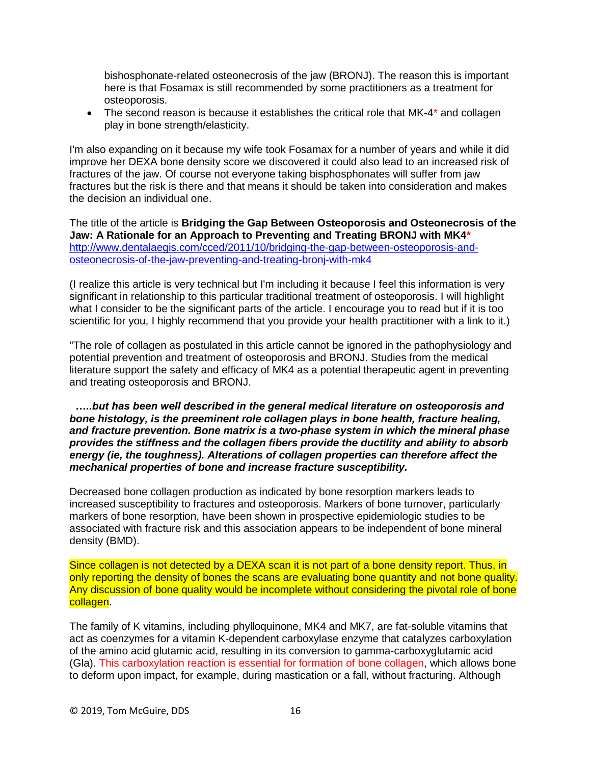bishosphonate-related osteonecrosis of the jaw (BRONJ). The reason this is important here is that Fosamax is still recommended by some practitioners as a treatment for osteoporosis.

- The second reason is because it establishes the critical role that MK-4* and collagen play in bone strength/elasticity.

I'm also expanding on it because my wife took Fosamax for a number of years and while it did improve her DEXA bone density score we discovered it could also lead to an increased risk of fractures of the jaw. Of course not everyone taking bisphosphonates will suffer from jaw fractures but the risk is there and that means it should be taken into consideration and makes the decision an individual one.

The title of the article is **Bridging the Gap Between Osteoporosis and Osteonecrosis of the Jaw: A Rationale for an Approach to Preventing and Treating BRONJ with MK4*** http://www.dentalaegis.com/cced/2011/10/bridging-the-gap-between-osteoporosis-and-osteonecrosis-of-the-jaw-preventing-and-treating-bronj-with-mk4

(I realize this article is very technical but I'm including it because I feel this information is very significant in relationship to this particular traditional treatment of osteoporosis. I will highlight what I consider to be the significant parts of the article. I encourage you to read but if it is too scientific for you, I highly recommend that you provide your health practitioner with a link to it.)

"The role of collagen as postulated in this article cannot be ignored in the pathophysiology and potential prevention and treatment of osteoporosis and BRONJ. Studies from the medical literature support the safety and efficacy of MK4 as a potential therapeutic agent in preventing and treating osteoporosis and BRONJ.

***…..but has been well described in the general medical literature on osteoporosis and bone histology, is the preeminent role collagen plays in bone health, fracture healing, and fracture prevention. Bone matrix is a two-phase system in which the mineral phase provides the stiffness and the collagen fibers provide the ductility and ability to absorb energy (ie, the toughness). Alterations of collagen properties can therefore affect the mechanical properties of bone and increase fracture susceptibility.***

Decreased bone collagen production as indicated by bone resorption markers leads to increased susceptibility to fractures and osteoporosis. Markers of bone turnover, particularly markers of bone resorption, have been shown in prospective epidemiologic studies to be associated with fracture risk and this association appears to be independent of bone mineral density (BMD).

Since collagen is not detected by a DEXA scan it is not part of a bone density report. Thus, in only reporting the density of bones the scans are evaluating bone quantity and not bone quality. Any discussion of bone quality would be incomplete without considering the pivotal role of bone collagen.

The family of K vitamins, including phylloquinone, MK4 and MK7, are fat-soluble vitamins that act as coenzymes for a vitamin K-dependent carboxylase enzyme that catalyzes carboxylation of the amino acid glutamic acid, resulting in its conversion to gamma-carboxyglutamic acid (Gla). This carboxylation reaction is essential for formation of bone collagen, which allows bone to deform upon impact, for example, during mastication or a fall, without fracturing. Although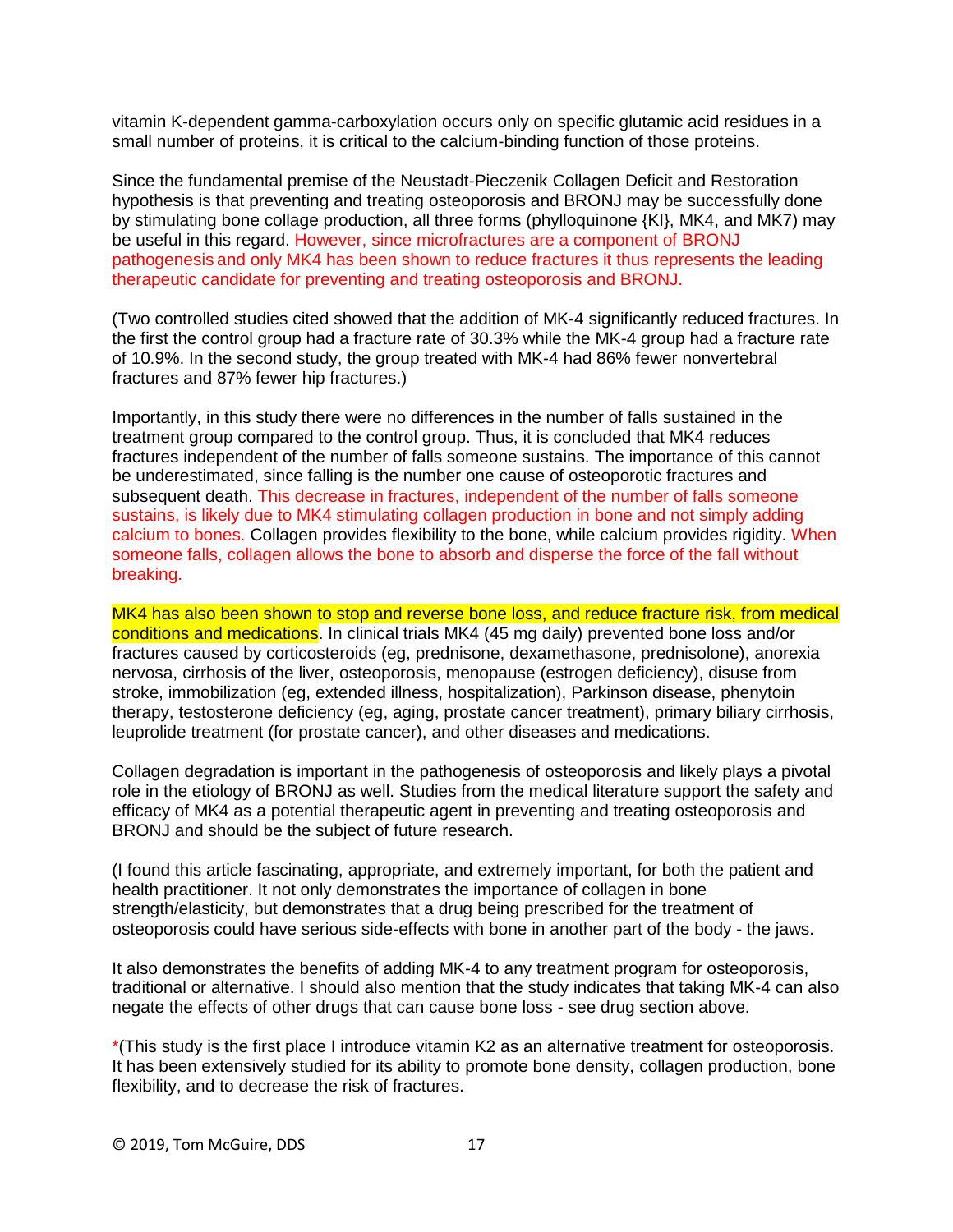vitamin K-dependent gamma-carboxylation occurs only on specific glutamic acid residues in a small number of proteins, it is critical to the calcium-binding function of those proteins.

Since the fundamental premise of the Neustadt-Pieczenik Collagen Deficit and Restoration hypothesis is that preventing and treating osteoporosis and BRONJ may be successfully done by stimulating bone collage production, all three forms (phylloquinone {KI}, MK4, and MK7) may be useful in this regard. However, since microfractures are a component of BRONJ pathogenesis and only MK4 has been shown to reduce fractures it thus represents the leading therapeutic candidate for preventing and treating osteoporosis and BRONJ.

(Two controlled studies cited showed that the addition of MK-4 significantly reduced fractures. In the first the control group had a fracture rate of 30.3% while the MK-4 group had a fracture rate of 10.9%. In the second study, the group treated with MK-4 had 86% fewer nonvertebral fractures and 87% fewer hip fractures.)

Importantly, in this study there were no differences in the number of falls sustained in the treatment group compared to the control group. Thus, it is concluded that MK4 reduces fractures independent of the number of falls someone sustains. The importance of this cannot be underestimated, since falling is the number one cause of osteoporotic fractures and subsequent death. This decrease in fractures, independent of the number of falls someone sustains, is likely due to MK4 stimulating collagen production in bone and not simply adding calcium to bones. Collagen provides flexibility to the bone, while calcium provides rigidity. When someone falls, collagen allows the bone to absorb and disperse the force of the fall without breaking.

MK4 has also been shown to stop and reverse bone loss, and reduce fracture risk, from medical conditions and medications. In clinical trials MK4 (45 mg daily) prevented bone loss and/or fractures caused by corticosteroids (eg, prednisone, dexamethasone, prednisolone), anorexia nervosa, cirrhosis of the liver, osteoporosis, menopause (estrogen deficiency), disuse from stroke, immobilization (eg, extended illness, hospitalization), Parkinson disease, phenytoin therapy, testosterone deficiency (eg, aging, prostate cancer treatment), primary biliary cirrhosis, leuprolide treatment (for prostate cancer), and other diseases and medications.

Collagen degradation is important in the pathogenesis of osteoporosis and likely plays a pivotal role in the etiology of BRONJ as well. Studies from the medical literature support the safety and efficacy of MK4 as a potential therapeutic agent in preventing and treating osteoporosis and BRONJ and should be the subject of future research.

(I found this article fascinating, appropriate, and extremely important, for both the patient and health practitioner. It not only demonstrates the importance of collagen in bone strength/elasticity, but demonstrates that a drug being prescribed for the treatment of osteoporosis could have serious side-effects with bone in another part of the body - the jaws.

It also demonstrates the benefits of adding MK-4 to any treatment program for osteoporosis, traditional or alternative. I should also mention that the study indicates that taking MK-4 can also negate the effects of other drugs that can cause bone loss - see drug section above.

*(This study is the first place I introduce vitamin K2 as an alternative treatment for osteoporosis. It has been extensively studied for its ability to promote bone density, collagen production, bone flexibility, and to decrease the risk of fractures.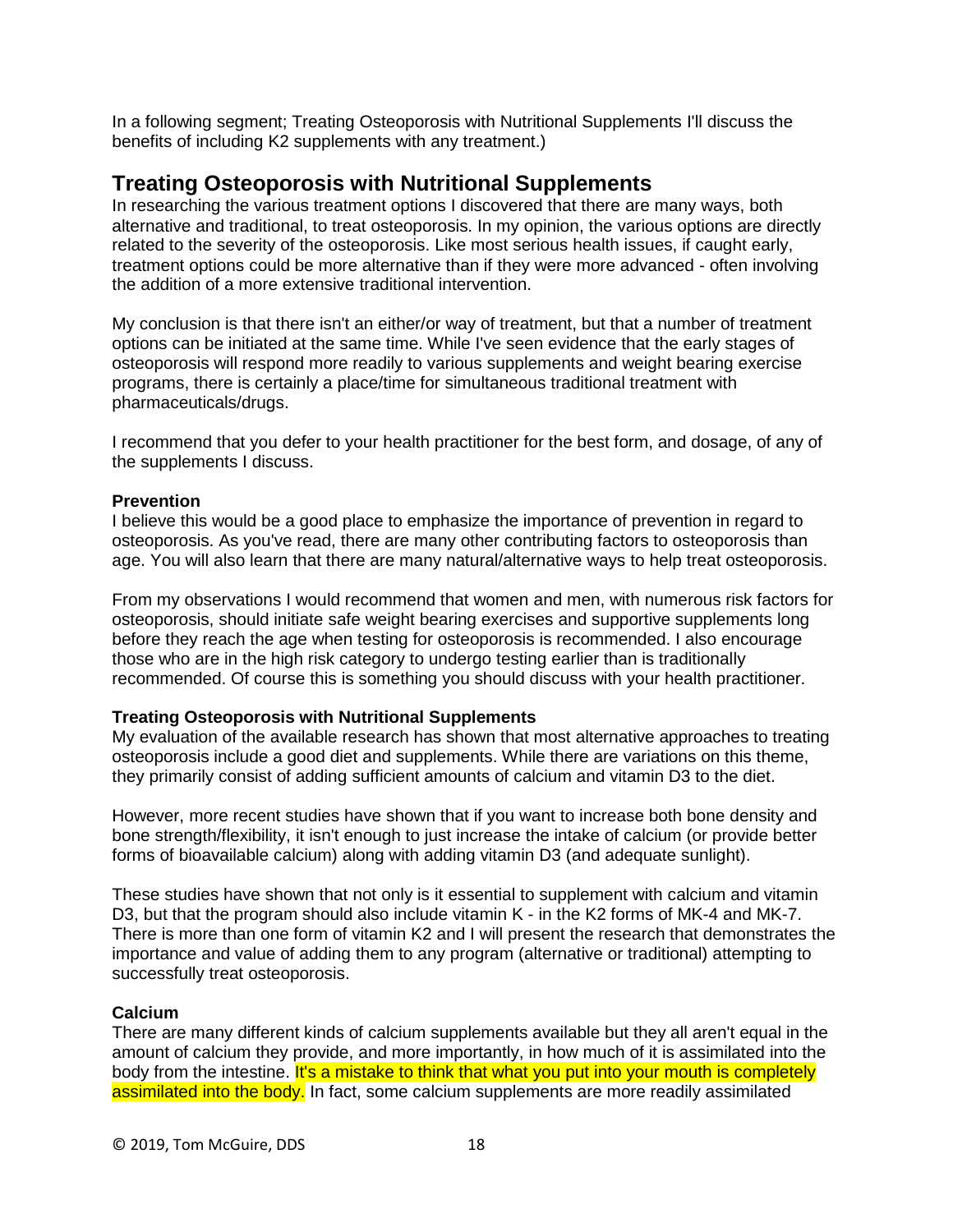In a following segment; Treating Osteoporosis with Nutritional Supplements I'll discuss the benefits of including K2 supplements with any treatment.)

## Treating Osteoporosis with Nutritional Supplements

In researching the various treatment options I discovered that there are many ways, both alternative and traditional, to treat osteoporosis. In my opinion, the various options are directly related to the severity of the osteoporosis. Like most serious health issues, if caught early, treatment options could be more alternative than if they were more advanced - often involving the addition of a more extensive traditional intervention.

My conclusion is that there isn't an either/or way of treatment, but that a number of treatment options can be initiated at the same time. While I've seen evidence that the early stages of osteoporosis will respond more readily to various supplements and weight bearing exercise programs, there is certainly a place/time for simultaneous traditional treatment with pharmaceuticals/drugs.

I recommend that you defer to your health practitioner for the best form, and dosage, of any of the supplements I discuss.

**Prevention**

I believe this would be a good place to emphasize the importance of prevention in regard to osteoporosis. As you've read, there are many other contributing factors to osteoporosis than age. You will also learn that there are many natural/alternative ways to help treat osteoporosis.

From my observations I would recommend that women and men, with numerous risk factors for osteoporosis, should initiate safe weight bearing exercises and supportive supplements long before they reach the age when testing for osteoporosis is recommended. I also encourage those who are in the high risk category to undergo testing earlier than is traditionally recommended. Of course this is something you should discuss with your health practitioner.

**Treating Osteoporosis with Nutritional Supplements**

My evaluation of the available research has shown that most alternative approaches to treating osteoporosis include a good diet and supplements. While there are variations on this theme, they primarily consist of adding sufficient amounts of calcium and vitamin D3 to the diet.

However, more recent studies have shown that if you want to increase both bone density and bone strength/flexibility, it isn't enough to just increase the intake of calcium (or provide better forms of bioavailable calcium) along with adding vitamin D3 (and adequate sunlight).

These studies have shown that not only is it essential to supplement with calcium and vitamin D3, but that the program should also include vitamin K - in the K2 forms of MK-4 and MK-7. There is more than one form of vitamin K2 and I will present the research that demonstrates the importance and value of adding them to any program (alternative or traditional) attempting to successfully treat osteoporosis.

**Calcium**

There are many different kinds of calcium supplements available but they all aren't equal in the amount of calcium they provide, and more importantly, in how much of it is assimilated into the body from the intestine. It's a mistake to think that what you put into your mouth is completely assimilated into the body. In fact, some calcium supplements are more readily assimilated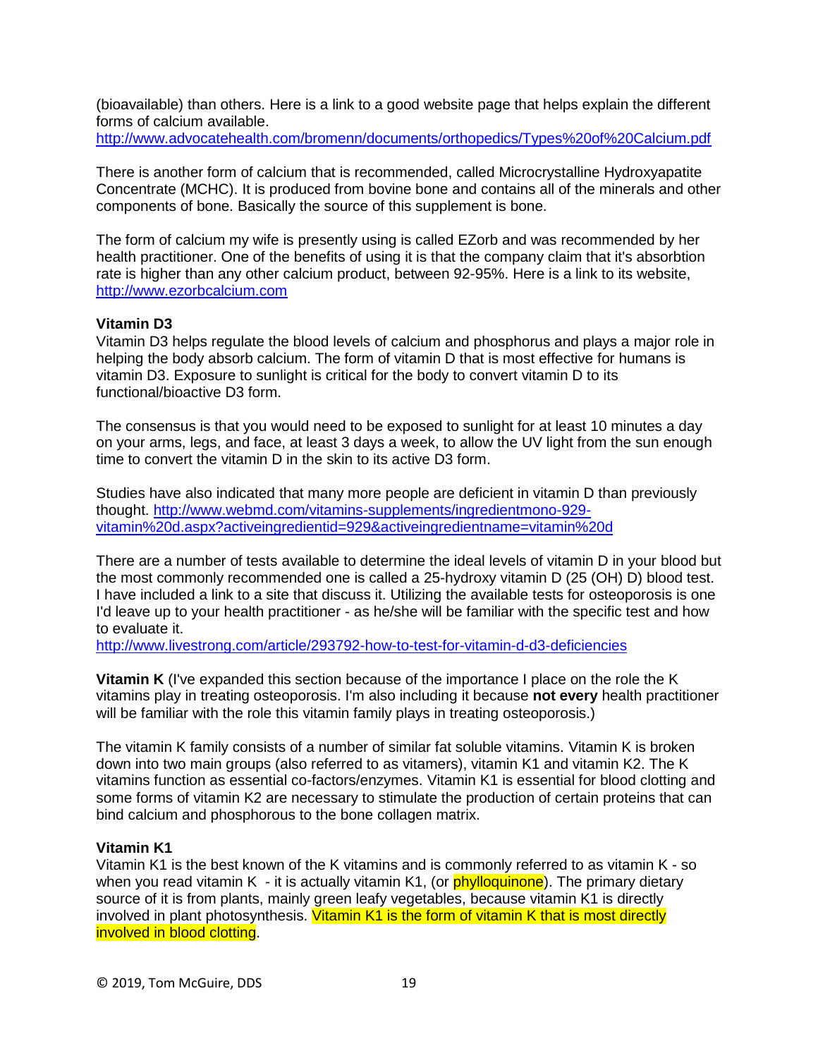(bioavailable) than others. Here is a link to a good website page that helps explain the different forms of calcium available.
http://www.advocatehealth.com/bromenn/documents/orthopedics/Types%20of%20Calcium.pdf

There is another form of calcium that is recommended, called Microcrystalline Hydroxyapatite Concentrate (MCHC). It is produced from bovine bone and contains all of the minerals and other components of bone. Basically the source of this supplement is bone.

The form of calcium my wife is presently using is called EZorb and was recommended by her health practitioner. One of the benefits of using it is that the company claim that it's absorbtion rate is higher than any other calcium product, between 92-95%. Here is a link to its website, http://www.ezorbcalcium.com

**Vitamin D3**
Vitamin D3 helps regulate the blood levels of calcium and phosphorus and plays a major role in helping the body absorb calcium. The form of vitamin D that is most effective for humans is vitamin D3. Exposure to sunlight is critical for the body to convert vitamin D to its functional/bioactive D3 form.

The consensus is that you would need to be exposed to sunlight for at least 10 minutes a day on your arms, legs, and face, at least 3 days a week, to allow the UV light from the sun enough time to convert the vitamin D in the skin to its active D3 form.

Studies have also indicated that many more people are deficient in vitamin D than previously thought. http://www.webmd.com/vitamins-supplements/ingredientmono-929-vitamin%20d.aspx?activeingredientid=929&activeingredientname=vitamin%20d

There are a number of tests available to determine the ideal levels of vitamin D in your blood but the most commonly recommended one is called a 25-hydroxy vitamin D (25 (OH) D) blood test. I have included a link to a site that discuss it. Utilizing the available tests for osteoporosis is one I'd leave up to your health practitioner - as he/she will be familiar with the specific test and how to evaluate it.
http://www.livestrong.com/article/293792-how-to-test-for-vitamin-d-d3-deficiencies

**Vitamin K** (I've expanded this section because of the importance I place on the role the K vitamins play in treating osteoporosis. I'm also including it because **not every** health practitioner will be familiar with the role this vitamin family plays in treating osteoporosis.)

The vitamin K family consists of a number of similar fat soluble vitamins. Vitamin K is broken down into two main groups (also referred to as vitamers), vitamin K1 and vitamin K2. The K vitamins function as essential co-factors/enzymes. Vitamin K1 is essential for blood clotting and some forms of vitamin K2 are necessary to stimulate the production of certain proteins that can bind calcium and phosphorous to the bone collagen matrix.

**Vitamin K1**
Vitamin K1 is the best known of the K vitamins and is commonly referred to as vitamin K - so when you read vitamin K - it is actually vitamin K1, (or phylloquinone). The primary dietary source of it is from plants, mainly green leafy vegetables, because vitamin K1 is directly involved in plant photosynthesis. Vitamin K1 is the form of vitamin K that is most directly involved in blood clotting.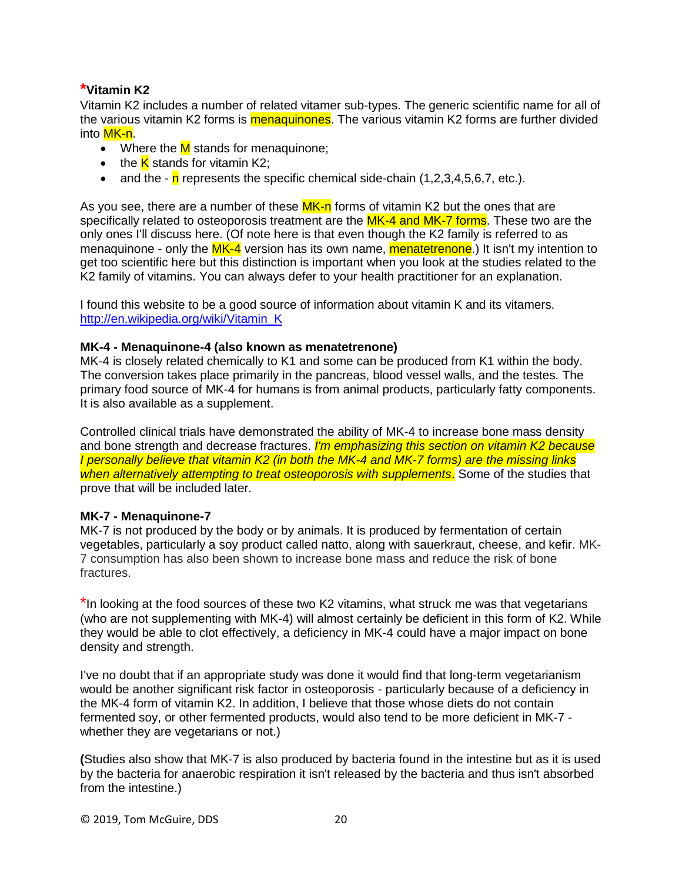## *Vitamin K2

Vitamin K2 includes a number of related vitamer sub-types. The generic scientific name for all of the various vitamin K2 forms is menaquinones. The various vitamin K2 forms are further divided into MK-n.

- Where the M stands for menaquinone;
- the K stands for vitamin K2;
- and the - n represents the specific chemical side-chain (1,2,3,4,5,6,7, etc.).

As you see, there are a number of these MK-n forms of vitamin K2 but the ones that are specifically related to osteoporosis treatment are the MK-4 and MK-7 forms. These two are the only ones I'll discuss here. (Of note here is that even though the K2 family is referred to as menaquinone - only the MK-4 version has its own name, menatetrenone.) It isn't my intention to get too scientific here but this distinction is important when you look at the studies related to the K2 family of vitamins. You can always defer to your health practitioner for an explanation.

I found this website to be a good source of information about vitamin K and its vitamers. http://en.wikipedia.org/wiki/Vitamin_K

### MK-4 - Menaquinone-4 (also known as menatetrenone)

MK-4 is closely related chemically to K1 and some can be produced from K1 within the body. The conversion takes place primarily in the pancreas, blood vessel walls, and the testes. The primary food source of MK-4 for humans is from animal products, particularly fatty components. It is also available as a supplement.

Controlled clinical trials have demonstrated the ability of MK-4 to increase bone mass density and bone strength and decrease fractures. *I'm emphasizing this section on vitamin K2 because I personally believe that vitamin K2 (in both the MK-4 and MK-7 forms) are the missing links when alternatively attempting to treat osteoporosis with supplements*. Some of the studies that prove that will be included later.

### MK-7 - Menaquinone-7

MK-7 is not produced by the body or by animals. It is produced by fermentation of certain vegetables, particularly a soy product called natto, along with sauerkraut, cheese, and kefir. MK-7 consumption has also been shown to increase bone mass and reduce the risk of bone fractures.

*In looking at the food sources of these two K2 vitamins, what struck me was that vegetarians (who are not supplementing with MK-4) will almost certainly be deficient in this form of K2. While they would be able to clot effectively, a deficiency in MK-4 could have a major impact on bone density and strength.

I've no doubt that if an appropriate study was done it would find that long-term vegetarianism would be another significant risk factor in osteoporosis - particularly because of a deficiency in the MK-4 form of vitamin K2. In addition, I believe that those whose diets do not contain fermented soy, or other fermented products, would also tend to be more deficient in MK-7 - whether they are vegetarians or not.)

(Studies also show that MK-7 is also produced by bacteria found in the intestine but as it is used by the bacteria for anaerobic respiration it isn't released by the bacteria and thus isn't absorbed from the intestine.)

© 2019, Tom McGuire, DDS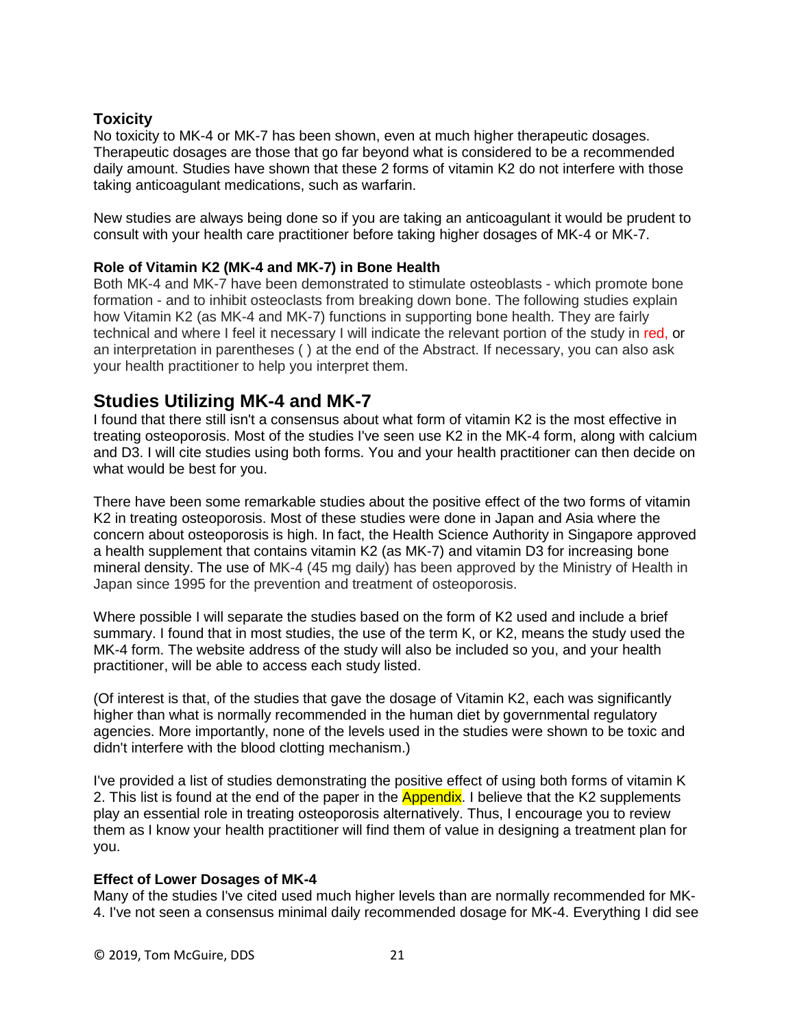### Toxicity

No toxicity to MK-4 or MK-7 has been shown, even at much higher therapeutic dosages. Therapeutic dosages are those that go far beyond what is considered to be a recommended daily amount. Studies have shown that these 2 forms of vitamin K2 do not interfere with those taking anticoagulant medications, such as warfarin.

New studies are always being done so if you are taking an anticoagulant it would be prudent to consult with your health care practitioner before taking higher dosages of MK-4 or MK-7.

#### Role of Vitamin K2 (MK-4 and MK-7) in Bone Health

Both MK-4 and MK-7 have been demonstrated to stimulate osteoblasts - which promote bone formation - and to inhibit osteoclasts from breaking down bone. The following studies explain how Vitamin K2 (as MK-4 and MK-7) functions in supporting bone health. They are fairly technical and where I feel it necessary I will indicate the relevant portion of the study in red, or an interpretation in parentheses ( ) at the end of the Abstract. If necessary, you can also ask your health practitioner to help you interpret them.

## Studies Utilizing MK-4 and MK-7

I found that there still isn't a consensus about what form of vitamin K2 is the most effective in treating osteoporosis. Most of the studies I've seen use K2 in the MK-4 form, along with calcium and D3. I will cite studies using both forms. You and your health practitioner can then decide on what would be best for you.

There have been some remarkable studies about the positive effect of the two forms of vitamin K2 in treating osteoporosis. Most of these studies were done in Japan and Asia where the concern about osteoporosis is high. In fact, the Health Science Authority in Singapore approved a health supplement that contains vitamin K2 (as MK-7) and vitamin D3 for increasing bone mineral density. The use of MK-4 (45 mg daily) has been approved by the Ministry of Health in Japan since 1995 for the prevention and treatment of osteoporosis.

Where possible I will separate the studies based on the form of K2 used and include a brief summary. I found that in most studies, the use of the term K, or K2, means the study used the MK-4 form. The website address of the study will also be included so you, and your health practitioner, will be able to access each study listed.

(Of interest is that, of the studies that gave the dosage of Vitamin K2, each was significantly higher than what is normally recommended in the human diet by governmental regulatory agencies. More importantly, none of the levels used in the studies were shown to be toxic and didn't interfere with the blood clotting mechanism.)

I've provided a list of studies demonstrating the positive effect of using both forms of vitamin K 2. This list is found at the end of the paper in the Appendix. I believe that the K2 supplements play an essential role in treating osteoporosis alternatively. Thus, I encourage you to review them as I know your health practitioner will find them of value in designing a treatment plan for you.

#### Effect of Lower Dosages of MK-4

Many of the studies I've cited used much higher levels than are normally recommended for MK-4. I've not seen a consensus minimal daily recommended dosage for MK-4. Everything I did see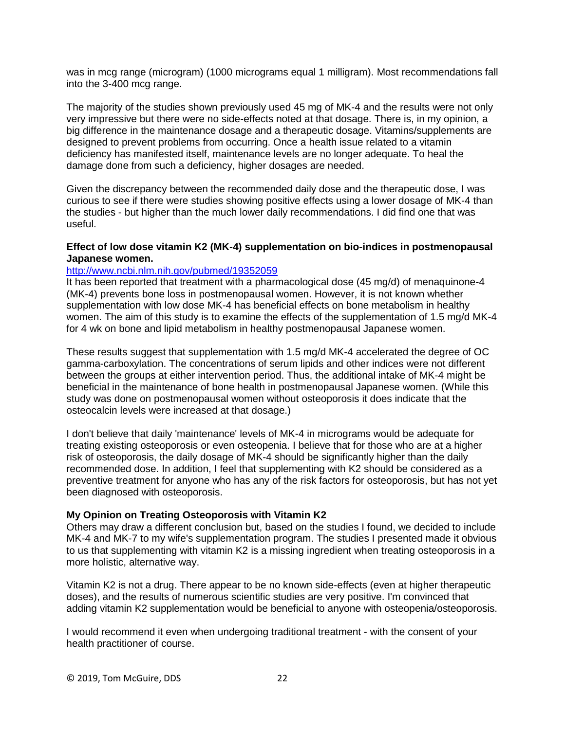was in mcg range (microgram) (1000 micrograms equal 1 milligram). Most recommendations fall into the 3-400 mcg range.

The majority of the studies shown previously used 45 mg of MK-4 and the results were not only very impressive but there were no side-effects noted at that dosage. There is, in my opinion, a big difference in the maintenance dosage and a therapeutic dosage. Vitamins/supplements are designed to prevent problems from occurring. Once a health issue related to a vitamin deficiency has manifested itself, maintenance levels are no longer adequate. To heal the damage done from such a deficiency, higher dosages are needed.

Given the discrepancy between the recommended daily dose and the therapeutic dose, I was curious to see if there were studies showing positive effects using a lower dosage of MK-4 than the studies - but higher than the much lower daily recommendations. I did find one that was useful.

**Effect of low dose vitamin K2 (MK-4) supplementation on bio-indices in postmenopausal Japanese women.**

http://www.ncbi.nlm.nih.gov/pubmed/19352059

It has been reported that treatment with a pharmacological dose (45 mg/d) of menaquinone-4 (MK-4) prevents bone loss in postmenopausal women. However, it is not known whether supplementation with low dose MK-4 has beneficial effects on bone metabolism in healthy women. The aim of this study is to examine the effects of the supplementation of 1.5 mg/d MK-4 for 4 wk on bone and lipid metabolism in healthy postmenopausal Japanese women.

These results suggest that supplementation with 1.5 mg/d MK-4 accelerated the degree of OC gamma-carboxylation. The concentrations of serum lipids and other indices were not different between the groups at either intervention period. Thus, the additional intake of MK-4 might be beneficial in the maintenance of bone health in postmenopausal Japanese women. (While this study was done on postmenopausal women without osteoporosis it does indicate that the osteocalcin levels were increased at that dosage.)

I don't believe that daily 'maintenance' levels of MK-4 in micrograms would be adequate for treating existing osteoporosis or even osteopenia. I believe that for those who are at a higher risk of osteoporosis, the daily dosage of MK-4 should be significantly higher than the daily recommended dose. In addition, I feel that supplementing with K2 should be considered as a preventive treatment for anyone who has any of the risk factors for osteoporosis, but has not yet been diagnosed with osteoporosis.

**My Opinion on Treating Osteoporosis with Vitamin K2**

Others may draw a different conclusion but, based on the studies I found, we decided to include MK-4 and MK-7 to my wife's supplementation program. The studies I presented made it obvious to us that supplementing with vitamin K2 is a missing ingredient when treating osteoporosis in a more holistic, alternative way.

Vitamin K2 is not a drug. There appear to be no known side-effects (even at higher therapeutic doses), and the results of numerous scientific studies are very positive. I'm convinced that adding vitamin K2 supplementation would be beneficial to anyone with osteopenia/osteoporosis.

I would recommend it even when undergoing traditional treatment - with the consent of your health practitioner of course.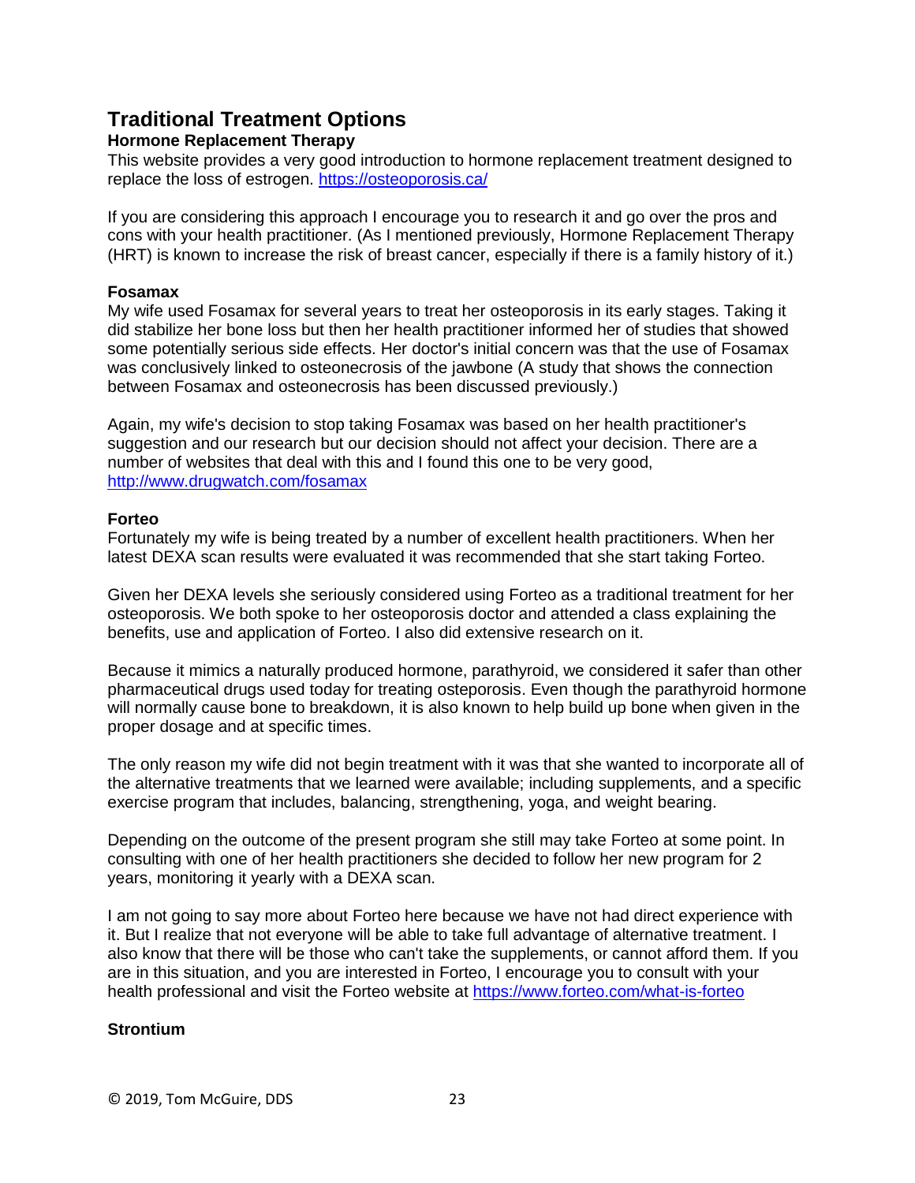## Traditional Treatment Options

### Hormone Replacement Therapy

This website provides a very good introduction to hormone replacement treatment designed to replace the loss of estrogen. https://osteoporosis.ca/

If you are considering this approach I encourage you to research it and go over the pros and cons with your health practitioner. (As I mentioned previously, Hormone Replacement Therapy (HRT) is known to increase the risk of breast cancer, especially if there is a family history of it.)

### Fosamax

My wife used Fosamax for several years to treat her osteoporosis in its early stages. Taking it did stabilize her bone loss but then her health practitioner informed her of studies that showed some potentially serious side effects. Her doctor's initial concern was that the use of Fosamax was conclusively linked to osteonecrosis of the jawbone (A study that shows the connection between Fosamax and osteonecrosis has been discussed previously.)

Again, my wife's decision to stop taking Fosamax was based on her health practitioner's suggestion and our research but our decision should not affect your decision. There are a number of websites that deal with this and I found this one to be very good, http://www.drugwatch.com/fosamax

### Forteo

Fortunately my wife is being treated by a number of excellent health practitioners. When her latest DEXA scan results were evaluated it was recommended that she start taking Forteo.

Given her DEXA levels she seriously considered using Forteo as a traditional treatment for her osteoporosis. We both spoke to her osteoporosis doctor and attended a class explaining the benefits, use and application of Forteo. I also did extensive research on it.

Because it mimics a naturally produced hormone, parathyroid, we considered it safer than other pharmaceutical drugs used today for treating osteoporosis. Even though the parathyroid hormone will normally cause bone to breakdown, it is also known to help build up bone when given in the proper dosage and at specific times.

The only reason my wife did not begin treatment with it was that she wanted to incorporate all of the alternative treatments that we learned were available; including supplements, and a specific exercise program that includes, balancing, strengthening, yoga, and weight bearing.

Depending on the outcome of the present program she still may take Forteo at some point. In consulting with one of her health practitioners she decided to follow her new program for 2 years, monitoring it yearly with a DEXA scan.

I am not going to say more about Forteo here because we have not had direct experience with it. But I realize that not everyone will be able to take full advantage of alternative treatment. I also know that there will be those who can't take the supplements, or cannot afford them. If you are in this situation, and you are interested in Forteo, I encourage you to consult with your health professional and visit the Forteo website at https://www.forteo.com/what-is-forteo

### Strontium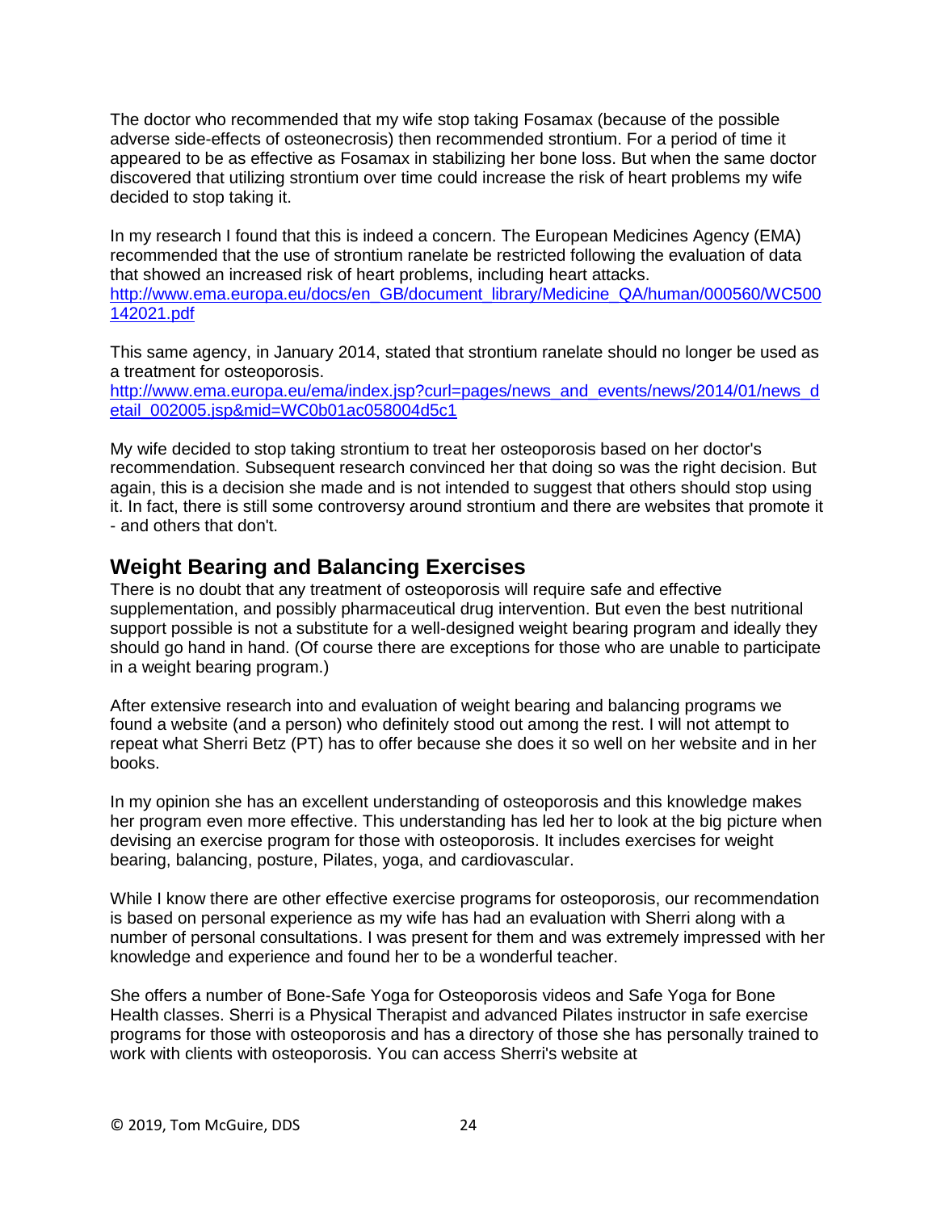The doctor who recommended that my wife stop taking Fosamax (because of the possible adverse side-effects of osteonecrosis) then recommended strontium. For a period of time it appeared to be as effective as Fosamax in stabilizing her bone loss. But when the same doctor discovered that utilizing strontium over time could increase the risk of heart problems my wife decided to stop taking it.

In my research I found that this is indeed a concern. The European Medicines Agency (EMA) recommended that the use of strontium ranelate be restricted following the evaluation of data that showed an increased risk of heart problems, including heart attacks.
http://www.ema.europa.eu/docs/en_GB/document_library/Medicine_QA/human/000560/WC500142021.pdf

This same agency, in January 2014, stated that strontium ranelate should no longer be used as a treatment for osteoporosis.
http://www.ema.europa.eu/ema/index.jsp?curl=pages/news_and_events/news/2014/01/news_detail_002005.jsp&mid=WC0b01ac058004d5c1

My wife decided to stop taking strontium to treat her osteoporosis based on her doctor's recommendation. Subsequent research convinced her that doing so was the right decision. But again, this is a decision she made and is not intended to suggest that others should stop using it. In fact, there is still some controversy around strontium and there are websites that promote it - and others that don't.

## Weight Bearing and Balancing Exercises

There is no doubt that any treatment of osteoporosis will require safe and effective supplementation, and possibly pharmaceutical drug intervention. But even the best nutritional support possible is not a substitute for a well-designed weight bearing program and ideally they should go hand in hand. (Of course there are exceptions for those who are unable to participate in a weight bearing program.)

After extensive research into and evaluation of weight bearing and balancing programs we found a website (and a person) who definitely stood out among the rest. I will not attempt to repeat what Sherri Betz (PT) has to offer because she does it so well on her website and in her books.

In my opinion she has an excellent understanding of osteoporosis and this knowledge makes her program even more effective. This understanding has led her to look at the big picture when devising an exercise program for those with osteoporosis. It includes exercises for weight bearing, balancing, posture, Pilates, yoga, and cardiovascular.

While I know there are other effective exercise programs for osteoporosis, our recommendation is based on personal experience as my wife has had an evaluation with Sherri along with a number of personal consultations. I was present for them and was extremely impressed with her knowledge and experience and found her to be a wonderful teacher.

She offers a number of Bone-Safe Yoga for Osteoporosis videos and Safe Yoga for Bone Health classes. Sherri is a Physical Therapist and advanced Pilates instructor in safe exercise programs for those with osteoporosis and has a directory of those she has personally trained to work with clients with osteoporosis. You can access Sherri's website at

© 2019, Tom McGuire, DDS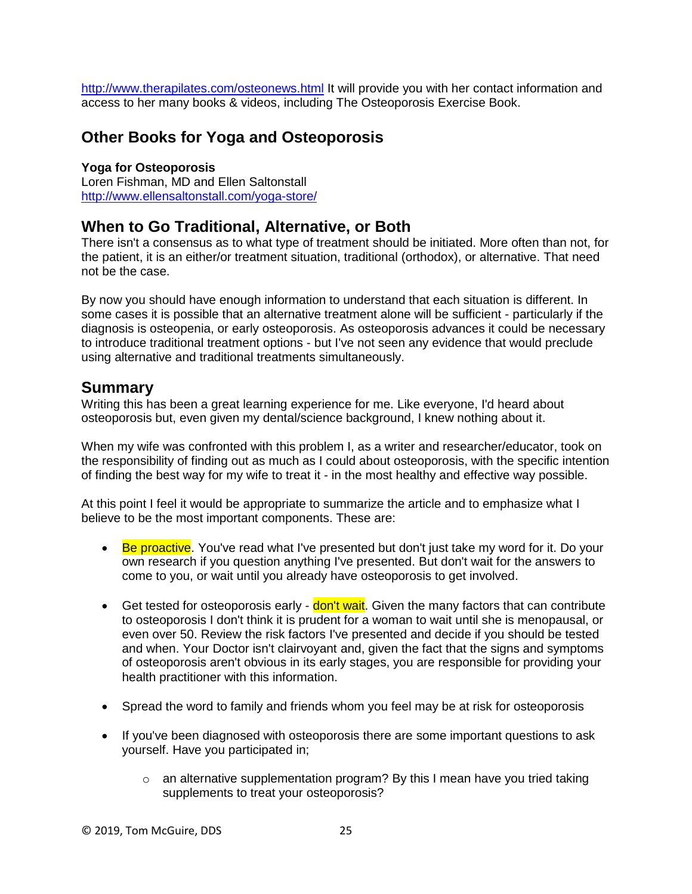http://www.therapilates.com/osteonews.html It will provide you with her contact information and access to her many books & videos, including The Osteoporosis Exercise Book.

## Other Books for Yoga and Osteoporosis

**Yoga for Osteoporosis**
Loren Fishman, MD and Ellen Saltonstall
http://www.ellensaltonstall.com/yoga-store/

## When to Go Traditional, Alternative, or Both

There isn't a consensus as to what type of treatment should be initiated. More often than not, for the patient, it is an either/or treatment situation, traditional (orthodox), or alternative. That need not be the case.

By now you should have enough information to understand that each situation is different. In some cases it is possible that an alternative treatment alone will be sufficient - particularly if the diagnosis is osteopenia, or early osteoporosis. As osteoporosis advances it could be necessary to introduce traditional treatment options - but I've not seen any evidence that would preclude using alternative and traditional treatments simultaneously.

## Summary

Writing this has been a great learning experience for me. Like everyone, I'd heard about osteoporosis but, even given my dental/science background, I knew nothing about it.

When my wife was confronted with this problem I, as a writer and researcher/educator, took on the responsibility of finding out as much as I could about osteoporosis, with the specific intention of finding the best way for my wife to treat it - in the most healthy and effective way possible.

At this point I feel it would be appropriate to summarize the article and to emphasize what I believe to be the most important components. These are:

- Be proactive. You've read what I've presented but don't just take my word for it. Do your own research if you question anything I've presented. But don't wait for the answers to come to you, or wait until you already have osteoporosis to get involved.
- Get tested for osteoporosis early - don't wait. Given the many factors that can contribute to osteoporosis I don't think it is prudent for a woman to wait until she is menopausal, or even over 50. Review the risk factors I've presented and decide if you should be tested and when. Your Doctor isn't clairvoyant and, given the fact that the signs and symptoms of osteoporosis aren't obvious in its early stages, you are responsible for providing your health practitioner with this information.
- Spread the word to family and friends whom you feel may be at risk for osteoporosis
- If you've been diagnosed with osteoporosis there are some important questions to ask yourself. Have you participated in;
    - an alternative supplementation program? By this I mean have you tried taking supplements to treat your osteoporosis?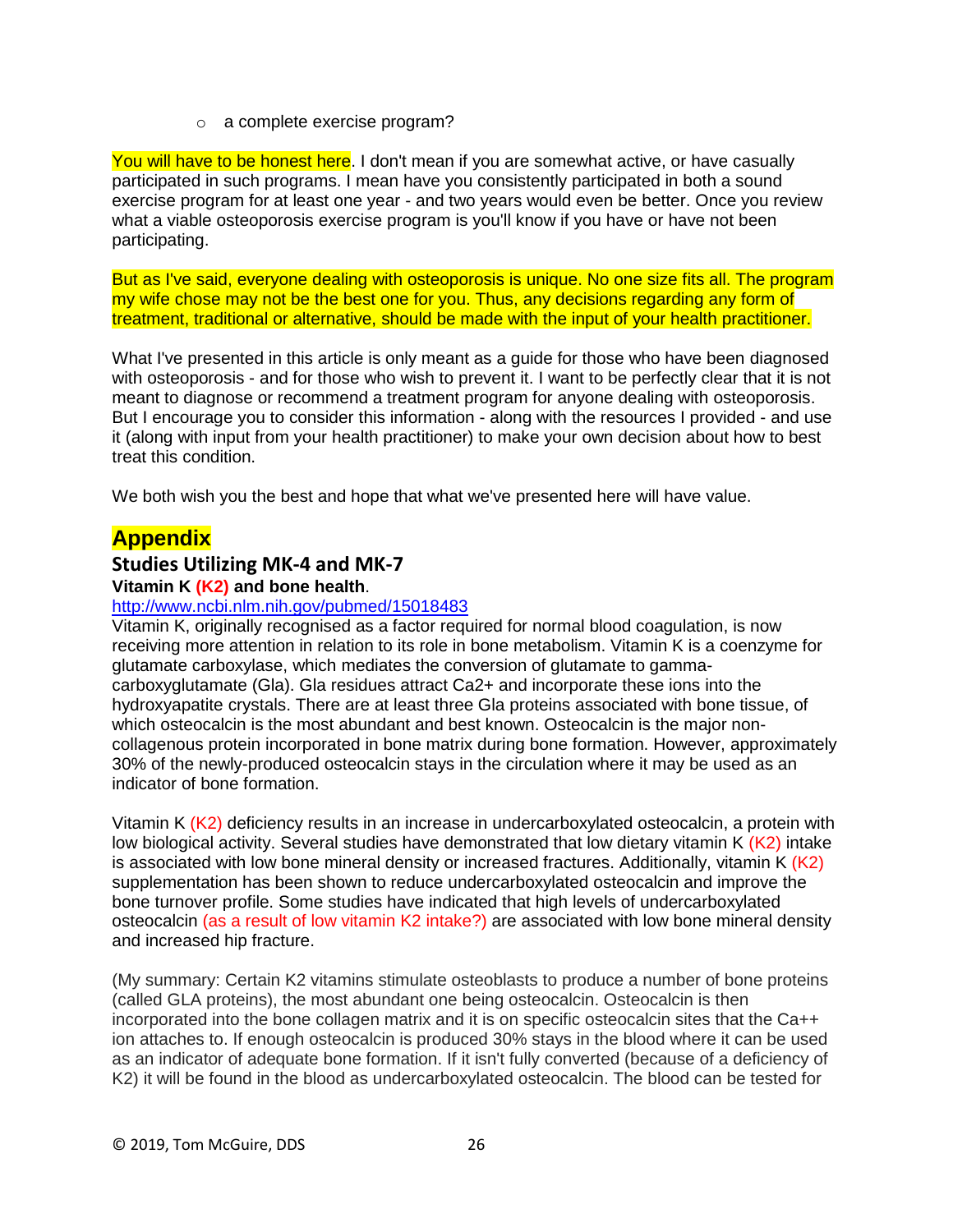- a complete exercise program?

You will have to be honest here. I don't mean if you are somewhat active, or have casually participated in such programs. I mean have you consistently participated in both a sound exercise program for at least one year - and two years would even be better. Once you review what a viable osteoporosis exercise program is you'll know if you have or have not been participating.

But as I've said, everyone dealing with osteoporosis is unique. No one size fits all. The program my wife chose may not be the best one for you. Thus, any decisions regarding any form of treatment, traditional or alternative, should be made with the input of your health practitioner.

What I've presented in this article is only meant as a guide for those who have been diagnosed with osteoporosis - and for those who wish to prevent it. I want to be perfectly clear that it is not meant to diagnose or recommend a treatment program for anyone dealing with osteoporosis. But I encourage you to consider this information - along with the resources I provided - and use it (along with input from your health practitioner) to make your own decision about how to best treat this condition.

We both wish you the best and hope that what we've presented here will have value.

# Appendix

## Studies Utilizing MK-4 and MK-7

**Vitamin K (K2) and bone health**.

http://www.ncbi.nlm.nih.gov/pubmed/15018483

Vitamin K, originally recognised as a factor required for normal blood coagulation, is now receiving more attention in relation to its role in bone metabolism. Vitamin K is a coenzyme for glutamate carboxylase, which mediates the conversion of glutamate to gamma-carboxyglutamate (Gla). Gla residues attract $Ca^{2+}$ and incorporate these ions into the hydroxyapatite crystals. There are at least three Gla proteins associated with bone tissue, of which osteocalcin is the most abundant and best known. Osteocalcin is the major non-collagenous protein incorporated in bone matrix during bone formation. However, approximately 30% of the newly-produced osteocalcin stays in the circulation where it may be used as an indicator of bone formation.

Vitamin K (K2) deficiency results in an increase in undercarboxylated osteocalcin, a protein with low biological activity. Several studies have demonstrated that low dietary vitamin K (K2) intake is associated with low bone mineral density or increased fractures. Additionally, vitamin K (K2) supplementation has been shown to reduce undercarboxylated osteocalcin and improve the bone turnover profile. Some studies have indicated that high levels of undercarboxylated osteocalcin (as a result of low vitamin K2 intake?) are associated with low bone mineral density and increased hip fracture.

(My summary: Certain K2 vitamins stimulate osteoblasts to produce a number of bone proteins (called GLA proteins), the most abundant one being osteocalcin. Osteocalcin is then incorporated into the bone collagen matrix and it is on specific osteocalcin sites that the $Ca^{++}$ ion attaches to. If enough osteocalcin is produced 30% stays in the blood where it can be used as an indicator of adequate bone formation. If it isn't fully converted (because of a deficiency of K2) it will be found in the blood as undercarboxylated osteocalcin. The blood can be tested for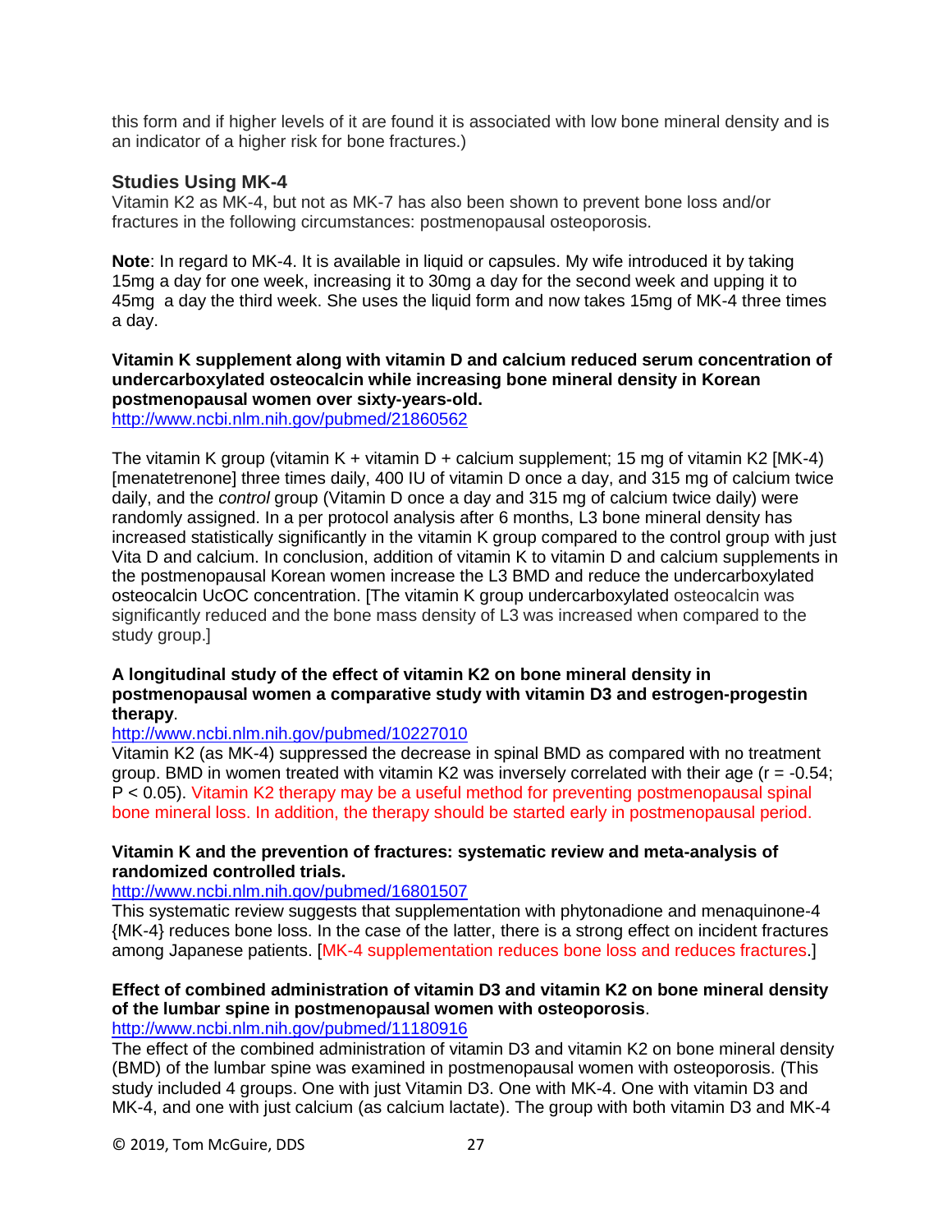this form and if higher levels of it are found it is associated with low bone mineral density and is an indicator of a higher risk for bone fractures.)

### Studies Using MK-4

Vitamin K2 as MK-4, but not as MK-7 has also been shown to prevent bone loss and/or fractures in the following circumstances: postmenopausal osteoporosis.

**Note**: In regard to MK-4. It is available in liquid or capsules. My wife introduced it by taking 15mg a day for one week, increasing it to 30mg a day for the second week and upping it to 45mg a day the third week. She uses the liquid form and now takes 15mg of MK-4 three times a day.

**Vitamin K supplement along with vitamin D and calcium reduced serum concentration of undercarboxylated osteocalcin while increasing bone mineral density in Korean postmenopausal women over sixty-years-old.**
http://www.ncbi.nlm.nih.gov/pubmed/21860562

The vitamin K group (vitamin K + vitamin D + calcium supplement; 15 mg of vitamin K2 [MK-4) [menatetrenone] three times daily, 400 IU of vitamin D once a day, and 315 mg of calcium twice daily, and the *control* group (Vitamin D once a day and 315 mg of calcium twice daily) were randomly assigned. In a per protocol analysis after 6 months, L3 bone mineral density has increased statistically significantly in the vitamin K group compared to the control group with just Vita D and calcium. In conclusion, addition of vitamin K to vitamin D and calcium supplements in the postmenopausal Korean women increase the L3 BMD and reduce the undercarboxylated osteocalcin UcOC concentration. [The vitamin K group undercarboxylated osteocalcin was significantly reduced and the bone mass density of L3 was increased when compared to the study group.]

**A longitudinal study of the effect of vitamin K2 on bone mineral density in postmenopausal women a comparative study with vitamin D3 and estrogen-progestin therapy**.
http://www.ncbi.nlm.nih.gov/pubmed/10227010
Vitamin K2 (as MK-4) suppressed the decrease in spinal BMD as compared with no treatment group. BMD in women treated with vitamin K2 was inversely correlated with their age ($r = -0.54$; $P < 0.05$). Vitamin K2 therapy may be a useful method for preventing postmenopausal spinal bone mineral loss. In addition, the therapy should be started early in postmenopausal period.

**Vitamin K and the prevention of fractures: systematic review and meta-analysis of randomized controlled trials.**
http://www.ncbi.nlm.nih.gov/pubmed/16801507
This systematic review suggests that supplementation with phytonadione and menaquinone-4 {MK-4} reduces bone loss. In the case of the latter, there is a strong effect on incident fractures among Japanese patients. [MK-4 supplementation reduces bone loss and reduces fractures.]

**Effect of combined administration of vitamin D3 and vitamin K2 on bone mineral density of the lumbar spine in postmenopausal women with osteoporosis**.
http://www.ncbi.nlm.nih.gov/pubmed/11180916
The effect of the combined administration of vitamin D3 and vitamin K2 on bone mineral density (BMD) of the lumbar spine was examined in postmenopausal women with osteoporosis. (This study included 4 groups. One with just Vitamin D3. One with MK-4. One with vitamin D3 and MK-4, and one with just calcium (as calcium lactate). The group with both vitamin D3 and MK-4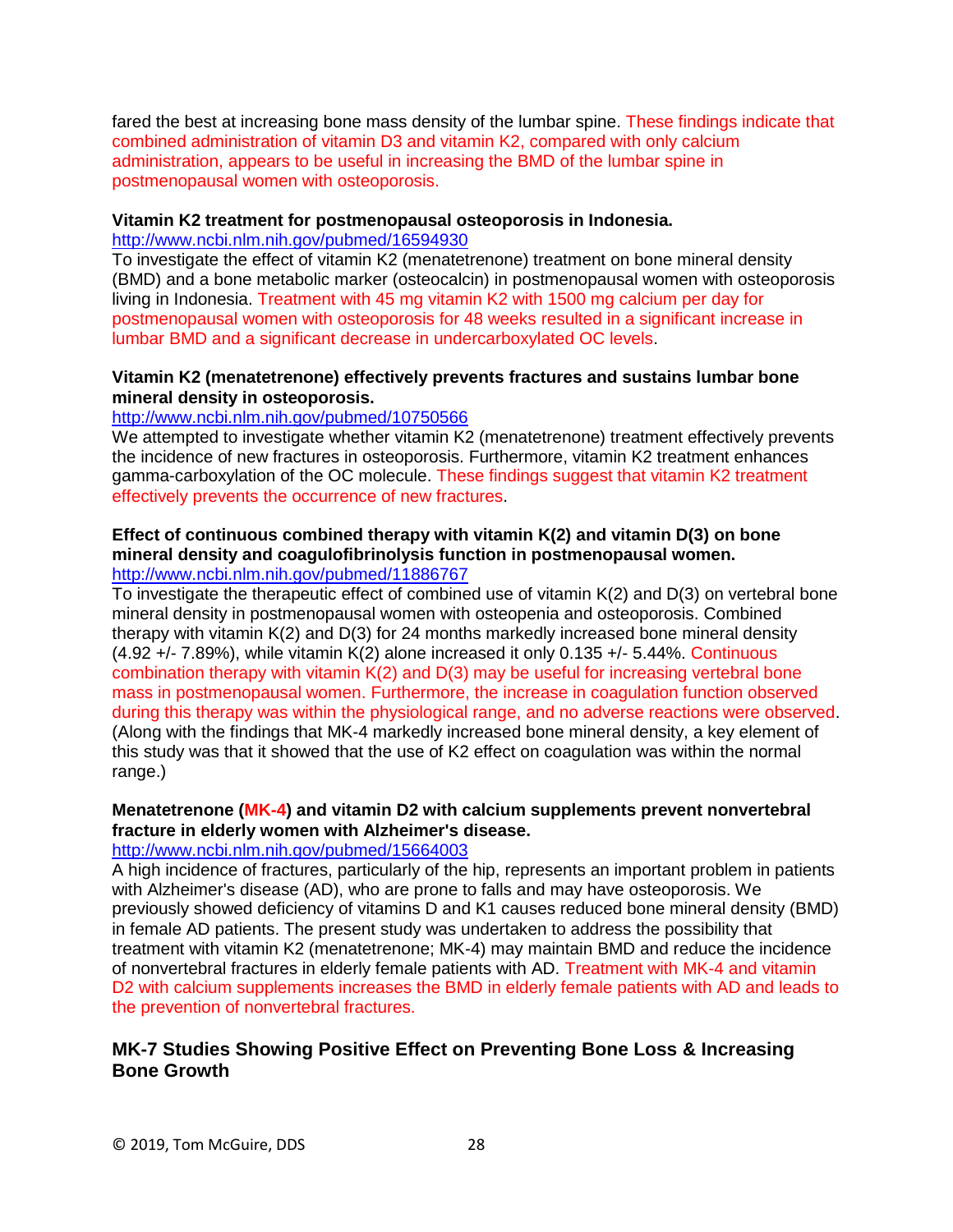fared the best at increasing bone mass density of the lumbar spine. These findings indicate that combined administration of vitamin D3 and vitamin K2, compared with only calcium administration, appears to be useful in increasing the BMD of the lumbar spine in postmenopausal women with osteoporosis.

**Vitamin K2 treatment for postmenopausal osteoporosis in Indonesia.**
http://www.ncbi.nlm.nih.gov/pubmed/16594930
To investigate the effect of vitamin K2 (menatetrenone) treatment on bone mineral density (BMD) and a bone metabolic marker (osteocalcin) in postmenopausal women with osteoporosis living in Indonesia. Treatment with 45 mg vitamin K2 with 1500 mg calcium per day for postmenopausal women with osteoporosis for 48 weeks resulted in a significant increase in lumbar BMD and a significant decrease in undercarboxylated OC levels.

**Vitamin K2 (menatetrenone) effectively prevents fractures and sustains lumbar bone mineral density in osteoporosis.**
http://www.ncbi.nlm.nih.gov/pubmed/10750566
We attempted to investigate whether vitamin K2 (menatetrenone) treatment effectively prevents the incidence of new fractures in osteoporosis. Furthermore, vitamin K2 treatment enhances gamma-carboxylation of the OC molecule. These findings suggest that vitamin K2 treatment effectively prevents the occurrence of new fractures.

**Effect of continuous combined therapy with vitamin K(2) and vitamin D(3) on bone mineral density and coagulofibrinolysis function in postmenopausal women.**
http://www.ncbi.nlm.nih.gov/pubmed/11886767
To investigate the therapeutic effect of combined use of vitamin K(2) and D(3) on vertebral bone mineral density in postmenopausal women with osteopenia and osteoporosis. Combined therapy with vitamin K(2) and D(3) for 24 months markedly increased bone mineral density (4.92 +/- 7.89%), while vitamin K(2) alone increased it only 0.135 +/- 5.44%. Continuous combination therapy with vitamin K(2) and D(3) may be useful for increasing vertebral bone mass in postmenopausal women. Furthermore, the increase in coagulation function observed during this therapy was within the physiological range, and no adverse reactions were observed. (Along with the findings that MK-4 markedly increased bone mineral density, a key element of this study was that it showed that the use of K2 effect on coagulation was within the normal range.)

**Menatetrenone (MK-4) and vitamin D2 with calcium supplements prevent nonvertebral fracture in elderly women with Alzheimer's disease.**
http://www.ncbi.nlm.nih.gov/pubmed/15664003
A high incidence of fractures, particularly of the hip, represents an important problem in patients with Alzheimer's disease (AD), who are prone to falls and may have osteoporosis. We previously showed deficiency of vitamins D and K1 causes reduced bone mineral density (BMD) in female AD patients. The present study was undertaken to address the possibility that treatment with vitamin K2 (menatetrenone; MK-4) may maintain BMD and reduce the incidence of nonvertebral fractures in elderly female patients with AD. Treatment with MK-4 and vitamin D2 with calcium supplements increases the BMD in elderly female patients with AD and leads to the prevention of nonvertebral fractures.

## MK-7 Studies Showing Positive Effect on Preventing Bone Loss & Increasing Bone Growth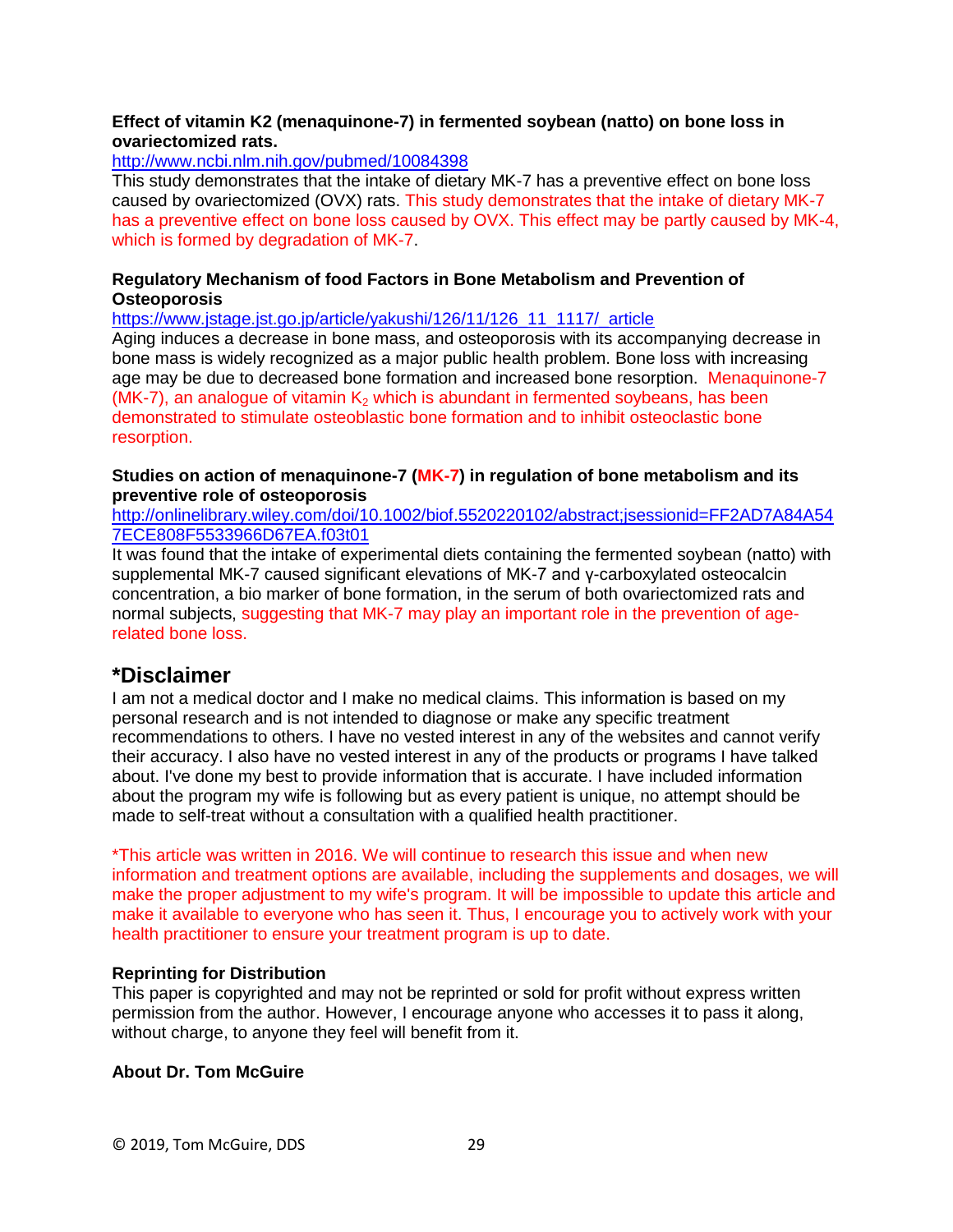**Effect of vitamin K2 (menaquinone-7) in fermented soybean (natto) on bone loss in ovariectomized rats.**

http://www.ncbi.nlm.nih.gov/pubmed/10084398

This study demonstrates that the intake of dietary MK-7 has a preventive effect on bone loss caused by ovariectomized (OVX) rats. This study demonstrates that the intake of dietary MK-7 has a preventive effect on bone loss caused by OVX. This effect may be partly caused by MK-4, which is formed by degradation of MK-7.

**Regulatory Mechanism of food Factors in Bone Metabolism and Prevention of Osteoporosis**

https://www.jstage.jst.go.jp/article/yakushi/126/11/126_11_1117/_article

Aging induces a decrease in bone mass, and osteoporosis with its accompanying decrease in bone mass is widely recognized as a major public health problem. Bone loss with increasing age may be due to decreased bone formation and increased bone resorption. Menaquinone-7 (MK-7), an analogue of vitamin $K_2$ which is abundant in fermented soybeans, has been demonstrated to stimulate osteoblastic bone formation and to inhibit osteoclastic bone resorption.

**Studies on action of menaquinone-7 (MK-7) in regulation of bone metabolism and its preventive role of osteoporosis**

http://onlinelibrary.wiley.com/doi/10.1002/biof.5520220102/abstract;jsessionid=FF2AD7A84A547ECE808F5533966D67EA.f03t01

It was found that the intake of experimental diets containing the fermented soybean (natto) with supplemental MK-7 caused significant elevations of MK-7 and γ-carboxylated osteocalcin concentration, a bio marker of bone formation, in the serum of both ovariectomized rats and normal subjects, suggesting that MK-7 may play an important role in the prevention of age-related bone loss.

## *Disclaimer

I am not a medical doctor and I make no medical claims. This information is based on my personal research and is not intended to diagnose or make any specific treatment recommendations to others. I have no vested interest in any of the websites and cannot verify their accuracy. I also have no vested interest in any of the products or programs I have talked about. I've done my best to provide information that is accurate. I have included information about the program my wife is following but as every patient is unique, no attempt should be made to self-treat without a consultation with a qualified health practitioner.

*This article was written in 2016. We will continue to research this issue and when new information and treatment options are available, including the supplements and dosages, we will make the proper adjustment to my wife's program. It will be impossible to update this article and make it available to everyone who has seen it. Thus, I encourage you to actively work with your health practitioner to ensure your treatment program is up to date.

**Reprinting for Distribution**

This paper is copyrighted and may not be reprinted or sold for profit without express written permission from the author. However, I encourage anyone who accesses it to pass it along, without charge, to anyone they feel will benefit from it.

**About Dr. Tom McGuire**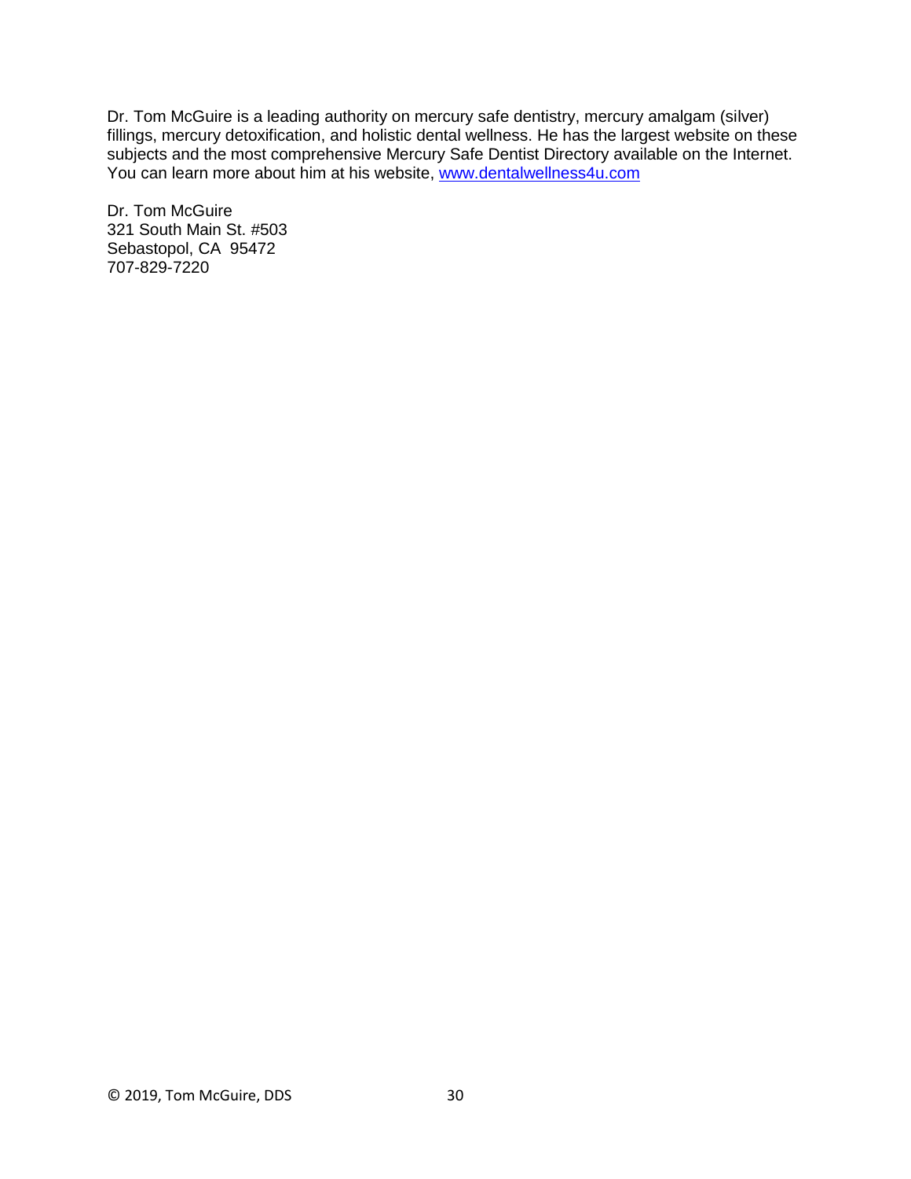Dr. Tom McGuire is a leading authority on mercury safe dentistry, mercury amalgam (silver) fillings, mercury detoxification, and holistic dental wellness. He has the largest website on these subjects and the most comprehensive Mercury Safe Dentist Directory available on the Internet. You can learn more about him at his website, [www.dentalwellness4u.com](http://www.dentalwellness4u.com)

Dr. Tom McGuire
321 South Main St. #503
Sebastopol, CA 95472
707-829-7220